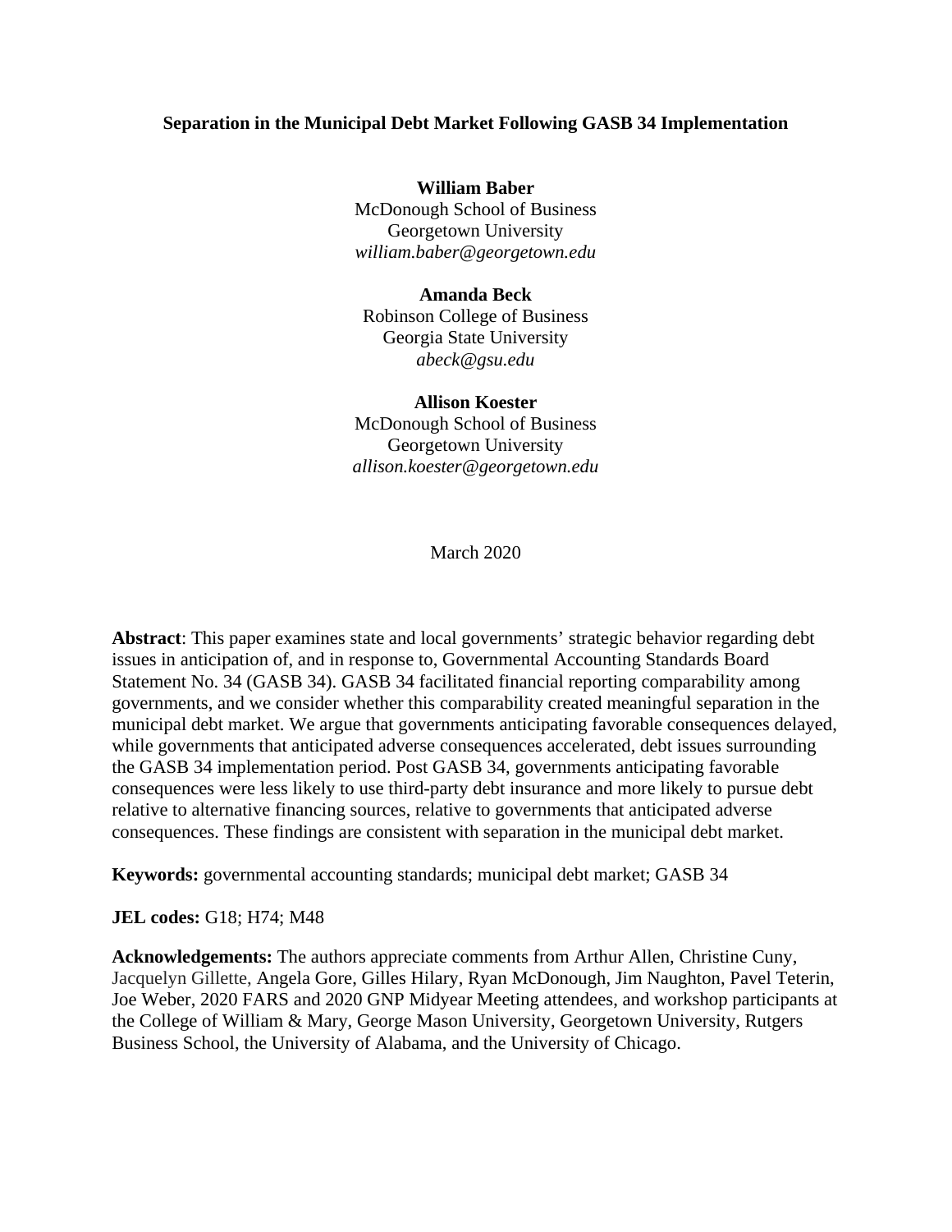**Separation in the Municipal Debt Market Following GASB 34 Implementation**

**William Baber**
McDonough School of Business
Georgetown University
*william.baber@georgetown.edu*

**Amanda Beck**
Robinson College of Business
Georgia State University
*abeck@gsu.edu*

**Allison Koester**
McDonough School of Business
Georgetown University
*allison.koester@georgetown.edu*

March 2020

**Abstract**: This paper examines state and local governments' strategic behavior regarding debt issues in anticipation of, and in response to, Governmental Accounting Standards Board Statement No. 34 (GASB 34). GASB 34 facilitated financial reporting comparability among governments, and we consider whether this comparability created meaningful separation in the municipal debt market. We argue that governments anticipating favorable consequences delayed, while governments that anticipated adverse consequences accelerated, debt issues surrounding the GASB 34 implementation period. Post GASB 34, governments anticipating favorable consequences were less likely to use third-party debt insurance and more likely to pursue debt relative to alternative financing sources, relative to governments that anticipated adverse consequences. These findings are consistent with separation in the municipal debt market.

**Keywords:** governmental accounting standards; municipal debt market; GASB 34

**JEL codes:** G18; H74; M48

**Acknowledgements:** The authors appreciate comments from Arthur Allen, Christine Cuny, Jacquelyn Gillette, Angela Gore, Gilles Hilary, Ryan McDonough, Jim Naughton, Pavel Teterin, Joe Weber, 2020 FARS and 2020 GNP Midyear Meeting attendees, and workshop participants at the College of William & Mary, George Mason University, Georgetown University, Rutgers Business School, the University of Alabama, and the University of Chicago.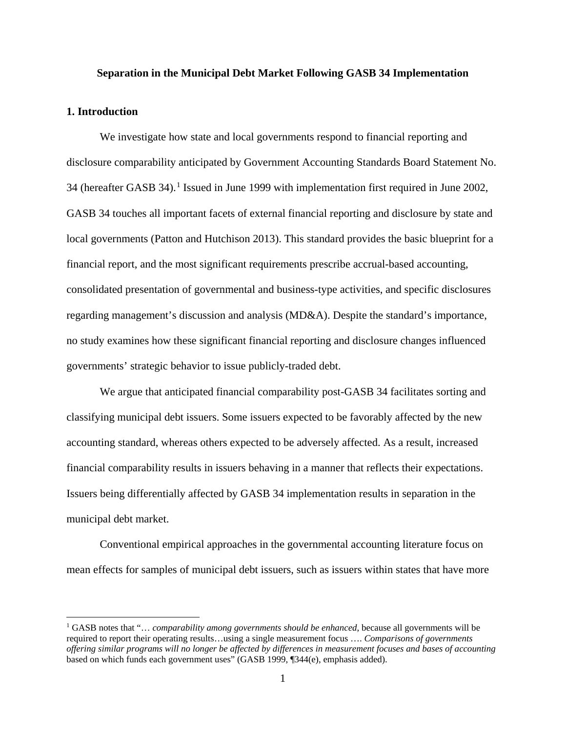**Separation in the Municipal Debt Market Following GASB 34 Implementation**

## 1. Introduction

We investigate how state and local governments respond to financial reporting and disclosure comparability anticipated by Government Accounting Standards Board Statement No. 34 (hereafter GASB 34).[1] Issued in June 1999 with implementation first required in June 2002, GASB 34 touches all important facets of external financial reporting and disclosure by state and local governments (Patton and Hutchison 2013). This standard provides the basic blueprint for a financial report, and the most significant requirements prescribe accrual-based accounting, consolidated presentation of governmental and business-type activities, and specific disclosures regarding management's discussion and analysis (MD&A). Despite the standard's importance, no study examines how these significant financial reporting and disclosure changes influenced governments' strategic behavior to issue publicly-traded debt.

We argue that anticipated financial comparability post-GASB 34 facilitates sorting and classifying municipal debt issuers. Some issuers expected to be favorably affected by the new accounting standard, whereas others expected to be adversely affected. As a result, increased financial comparability results in issuers behaving in a manner that reflects their expectations. Issuers being differentially affected by GASB 34 implementation results in separation in the municipal debt market.

Conventional empirical approaches in the governmental accounting literature focus on mean effects for samples of municipal debt issuers, such as issuers within states that have more

[1] GASB notes that "… *comparability among governments should be enhanced*, because all governments will be required to report their operating results…using a single measurement focus …. *Comparisons of governments offering similar programs will no longer be affected by differences in measurement focuses and bases of accounting* based on which funds each government uses" (GASB 1999, ¶344(e), emphasis added).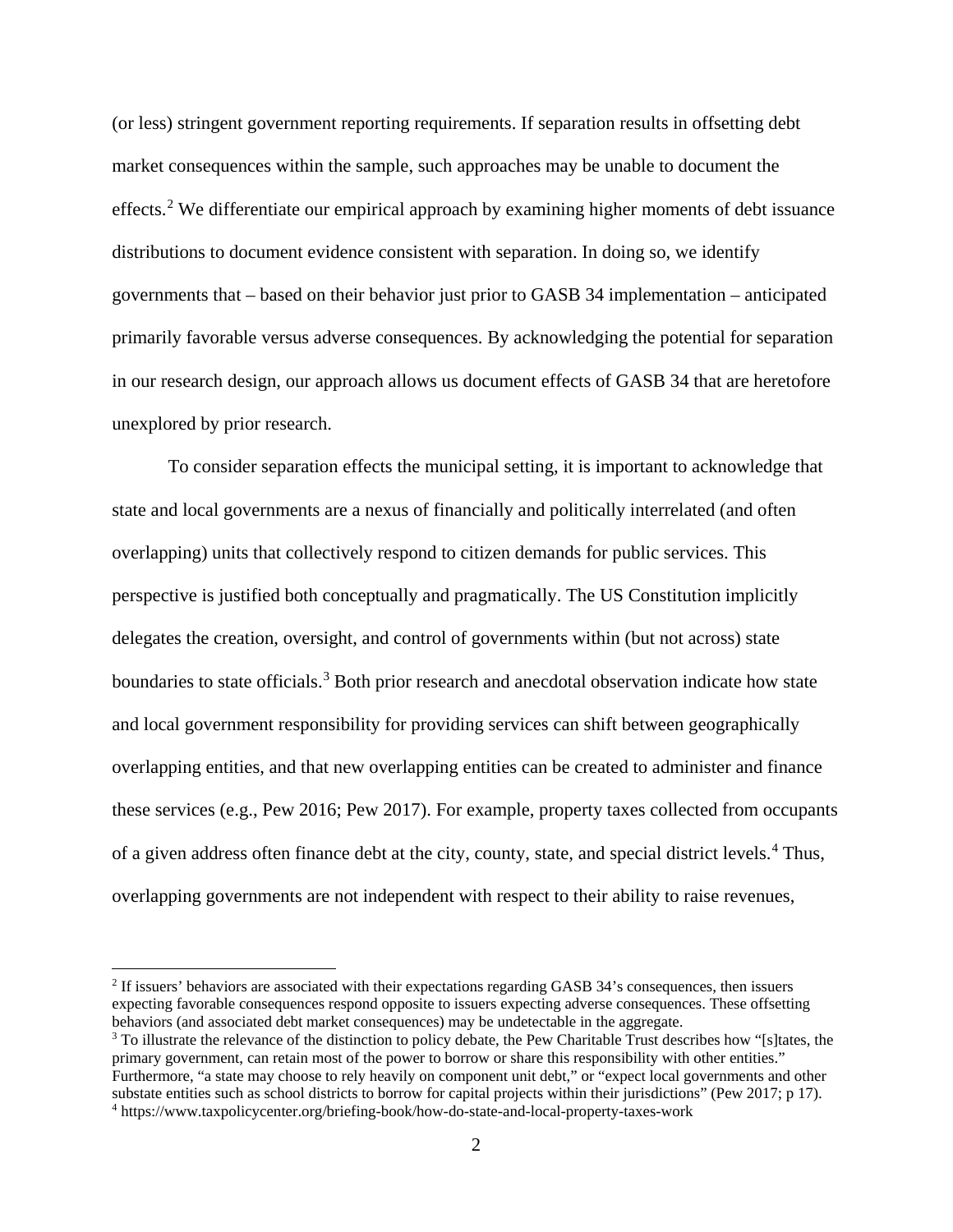(or less) stringent government reporting requirements. If separation results in offsetting debt market consequences within the sample, such approaches may be unable to document the effects.[2] We differentiate our empirical approach by examining higher moments of debt issuance distributions to document evidence consistent with separation. In doing so, we identify governments that – based on their behavior just prior to GASB 34 implementation – anticipated primarily favorable versus adverse consequences. By acknowledging the potential for separation in our research design, our approach allows us document effects of GASB 34 that are heretofore unexplored by prior research.

To consider separation effects the municipal setting, it is important to acknowledge that state and local governments are a nexus of financially and politically interrelated (and often overlapping) units that collectively respond to citizen demands for public services. This perspective is justified both conceptually and pragmatically. The US Constitution implicitly delegates the creation, oversight, and control of governments within (but not across) state boundaries to state officials.[3] Both prior research and anecdotal observation indicate how state and local government responsibility for providing services can shift between geographically overlapping entities, and that new overlapping entities can be created to administer and finance these services (e.g., Pew 2016; Pew 2017). For example, property taxes collected from occupants of a given address often finance debt at the city, county, state, and special district levels.[4] Thus, overlapping governments are not independent with respect to their ability to raise revenues,

[2] If issuers' behaviors are associated with their expectations regarding GASB 34's consequences, then issuers expecting favorable consequences respond opposite to issuers expecting adverse consequences. These offsetting behaviors (and associated debt market consequences) may be undetectable in the aggregate.

[3] To illustrate the relevance of the distinction to policy debate, the Pew Charitable Trust describes how "[s]tates, the primary government, can retain most of the power to borrow or share this responsibility with other entities." Furthermore, "a state may choose to rely heavily on component unit debt," or "expect local governments and other substate entities such as school districts to borrow for capital projects within their jurisdictions" (Pew 2017; p 17).

[4] https://www.taxpolicycenter.org/briefing-book/how-do-state-and-local-property-taxes-work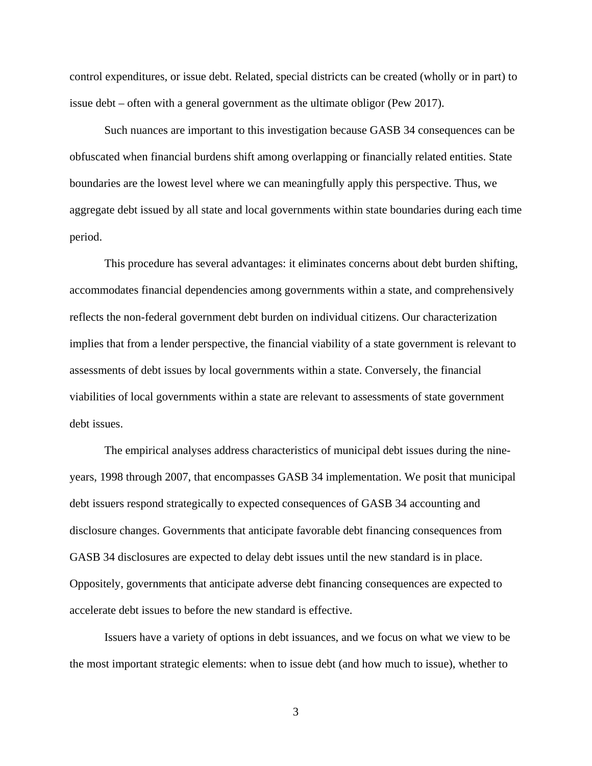control expenditures, or issue debt. Related, special districts can be created (wholly or in part) to issue debt – often with a general government as the ultimate obligor (Pew 2017).

Such nuances are important to this investigation because GASB 34 consequences can be obfuscated when financial burdens shift among overlapping or financially related entities. State boundaries are the lowest level where we can meaningfully apply this perspective. Thus, we aggregate debt issued by all state and local governments within state boundaries during each time period.

This procedure has several advantages: it eliminates concerns about debt burden shifting, accommodates financial dependencies among governments within a state, and comprehensively reflects the non-federal government debt burden on individual citizens. Our characterization implies that from a lender perspective, the financial viability of a state government is relevant to assessments of debt issues by local governments within a state. Conversely, the financial viabilities of local governments within a state are relevant to assessments of state government debt issues.

The empirical analyses address characteristics of municipal debt issues during the nine-years, 1998 through 2007, that encompasses GASB 34 implementation. We posit that municipal debt issuers respond strategically to expected consequences of GASB 34 accounting and disclosure changes. Governments that anticipate favorable debt financing consequences from GASB 34 disclosures are expected to delay debt issues until the new standard is in place. Oppositely, governments that anticipate adverse debt financing consequences are expected to accelerate debt issues to before the new standard is effective.

Issuers have a variety of options in debt issuances, and we focus on what we view to be the most important strategic elements: when to issue debt (and how much to issue), whether to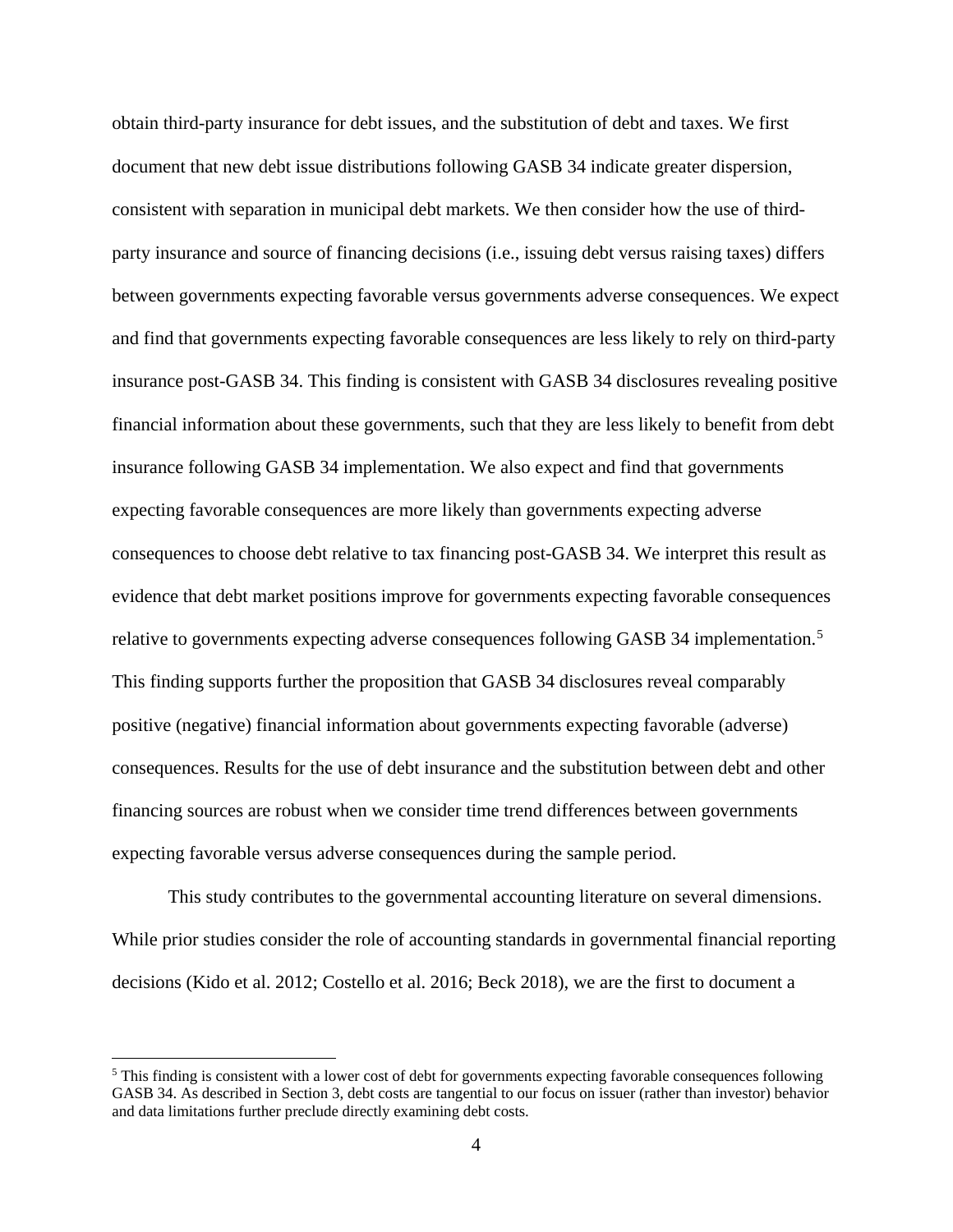obtain third-party insurance for debt issues, and the substitution of debt and taxes. We first document that new debt issue distributions following GASB 34 indicate greater dispersion, consistent with separation in municipal debt markets. We then consider how the use of third-party insurance and source of financing decisions (i.e., issuing debt versus raising taxes) differs between governments expecting favorable versus governments adverse consequences. We expect and find that governments expecting favorable consequences are less likely to rely on third-party insurance post-GASB 34. This finding is consistent with GASB 34 disclosures revealing positive financial information about these governments, such that they are less likely to benefit from debt insurance following GASB 34 implementation. We also expect and find that governments expecting favorable consequences are more likely than governments expecting adverse consequences to choose debt relative to tax financing post-GASB 34. We interpret this result as evidence that debt market positions improve for governments expecting favorable consequences relative to governments expecting adverse consequences following GASB 34 implementation.[5] This finding supports further the proposition that GASB 34 disclosures reveal comparably positive (negative) financial information about governments expecting favorable (adverse) consequences. Results for the use of debt insurance and the substitution between debt and other financing sources are robust when we consider time trend differences between governments expecting favorable versus adverse consequences during the sample period.

This study contributes to the governmental accounting literature on several dimensions. While prior studies consider the role of accounting standards in governmental financial reporting decisions (Kido et al. 2012; Costello et al. 2016; Beck 2018), we are the first to document a

[5] This finding is consistent with a lower cost of debt for governments expecting favorable consequences following GASB 34. As described in Section 3, debt costs are tangential to our focus on issuer (rather than investor) behavior and data limitations further preclude directly examining debt costs.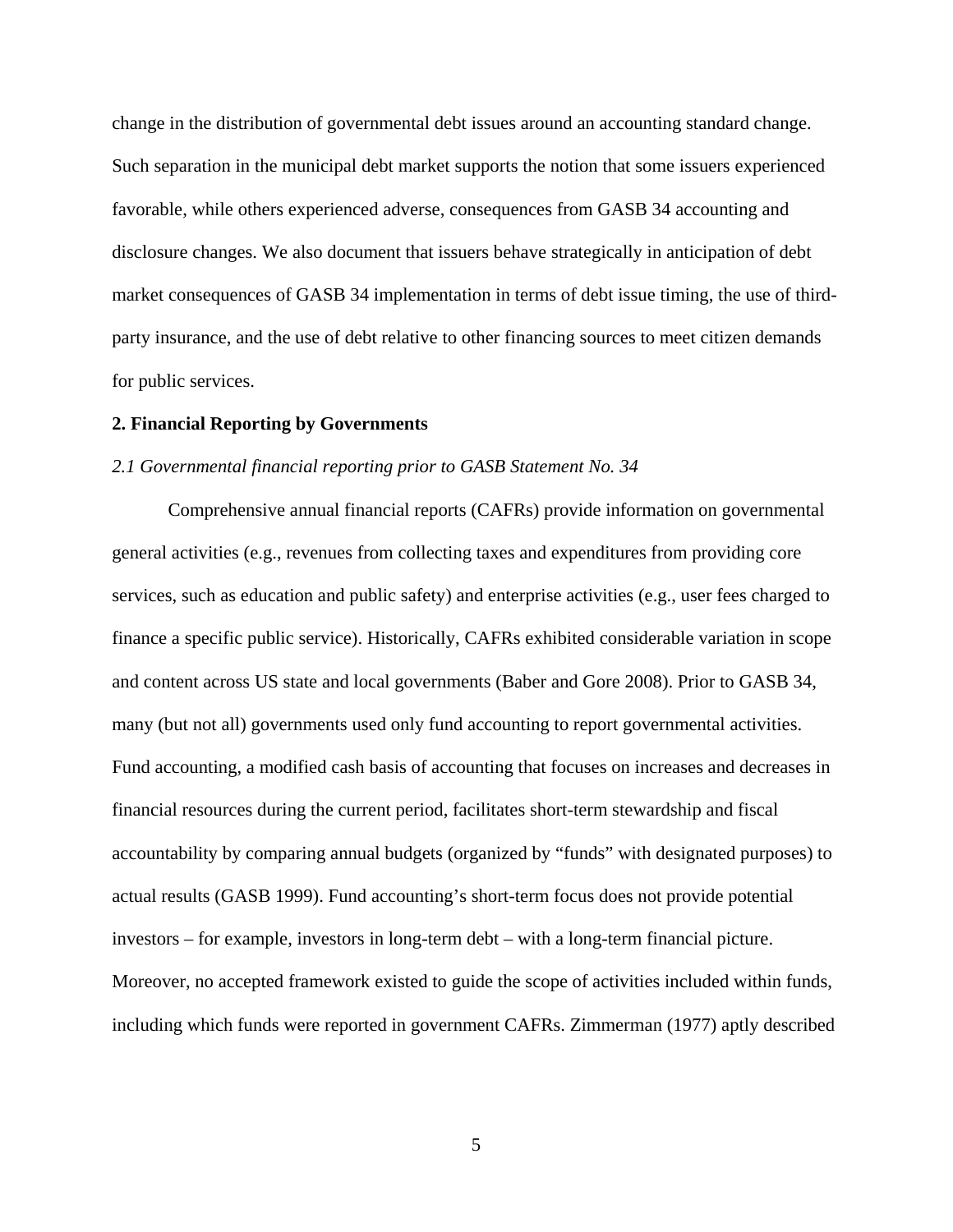change in the distribution of governmental debt issues around an accounting standard change. Such separation in the municipal debt market supports the notion that some issuers experienced favorable, while others experienced adverse, consequences from GASB 34 accounting and disclosure changes. We also document that issuers behave strategically in anticipation of debt market consequences of GASB 34 implementation in terms of debt issue timing, the use of third-party insurance, and the use of debt relative to other financing sources to meet citizen demands for public services.

## 2. Financial Reporting by Governments

### *2.1 Governmental financial reporting prior to GASB Statement No. 34*

Comprehensive annual financial reports (CAFRs) provide information on governmental general activities (e.g., revenues from collecting taxes and expenditures from providing core services, such as education and public safety) and enterprise activities (e.g., user fees charged to finance a specific public service). Historically, CAFRs exhibited considerable variation in scope and content across US state and local governments (Baber and Gore 2008). Prior to GASB 34, many (but not all) governments used only fund accounting to report governmental activities. Fund accounting, a modified cash basis of accounting that focuses on increases and decreases in financial resources during the current period, facilitates short-term stewardship and fiscal accountability by comparing annual budgets (organized by "funds" with designated purposes) to actual results (GASB 1999). Fund accounting's short-term focus does not provide potential investors – for example, investors in long-term debt – with a long-term financial picture. Moreover, no accepted framework existed to guide the scope of activities included within funds, including which funds were reported in government CAFRs. Zimmerman (1977) aptly described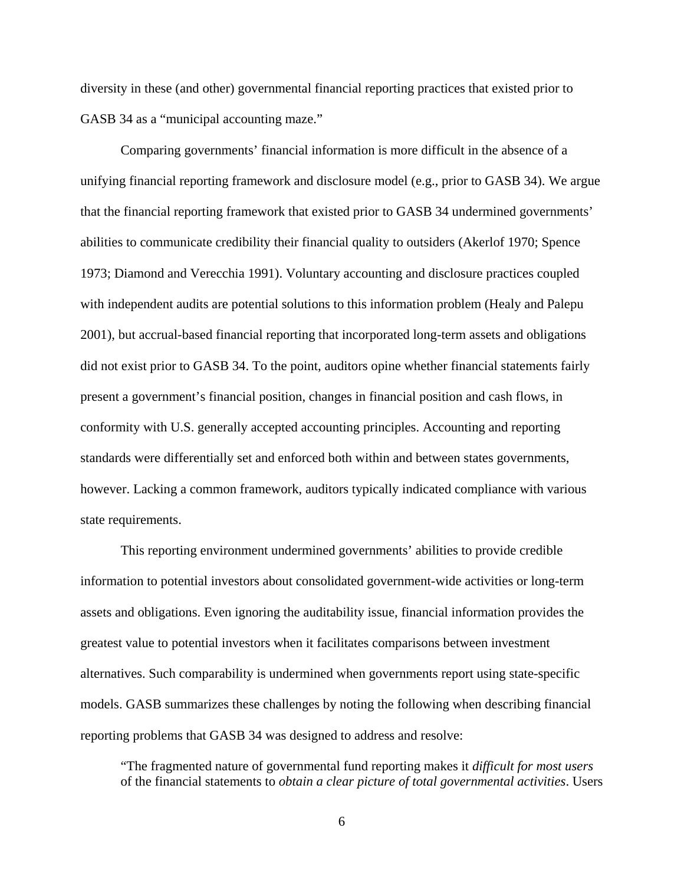diversity in these (and other) governmental financial reporting practices that existed prior to GASB 34 as a "municipal accounting maze."

Comparing governments' financial information is more difficult in the absence of a unifying financial reporting framework and disclosure model (e.g., prior to GASB 34). We argue that the financial reporting framework that existed prior to GASB 34 undermined governments' abilities to communicate credibility their financial quality to outsiders (Akerlof 1970; Spence 1973; Diamond and Verecchia 1991). Voluntary accounting and disclosure practices coupled with independent audits are potential solutions to this information problem (Healy and Palepu 2001), but accrual-based financial reporting that incorporated long-term assets and obligations did not exist prior to GASB 34. To the point, auditors opine whether financial statements fairly present a government's financial position, changes in financial position and cash flows, in conformity with U.S. generally accepted accounting principles. Accounting and reporting standards were differentially set and enforced both within and between states governments, however. Lacking a common framework, auditors typically indicated compliance with various state requirements.

This reporting environment undermined governments' abilities to provide credible information to potential investors about consolidated government-wide activities or long-term assets and obligations. Even ignoring the auditability issue, financial information provides the greatest value to potential investors when it facilitates comparisons between investment alternatives. Such comparability is undermined when governments report using state-specific models. GASB summarizes these challenges by noting the following when describing financial reporting problems that GASB 34 was designed to address and resolve:

> "The fragmented nature of governmental fund reporting makes it *difficult for most users* of the financial statements to *obtain a clear picture of total governmental activities*. Users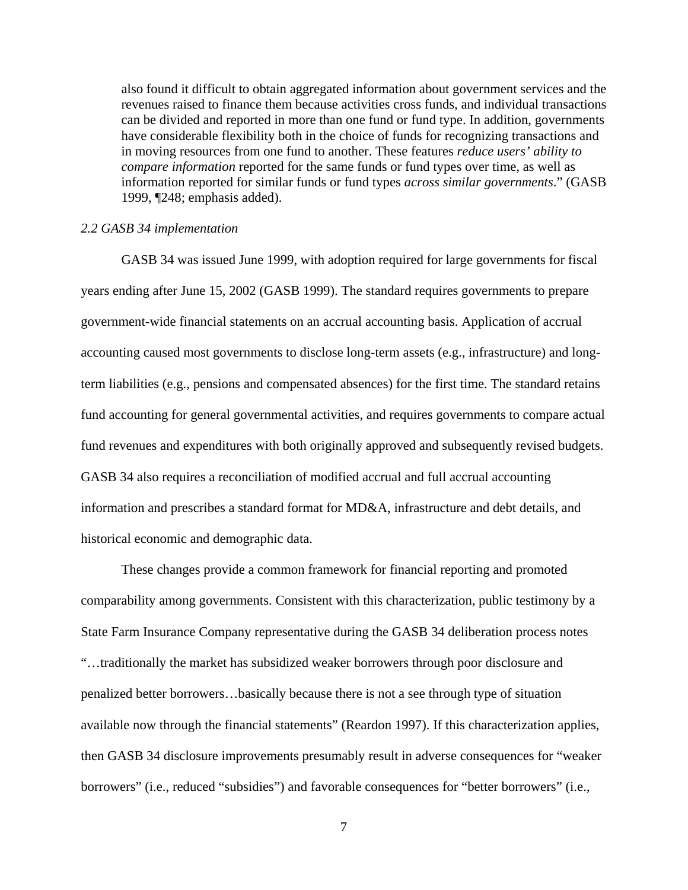> also found it difficult to obtain aggregated information about government services and the revenues raised to finance them because activities cross funds, and individual transactions can be divided and reported in more than one fund or fund type. In addition, governments have considerable flexibility both in the choice of funds for recognizing transactions and in moving resources from one fund to another. These features *reduce users' ability to compare information* reported for the same funds or fund types over time, as well as information reported for similar funds or fund types *across similar governments*." (GASB 1999, ¶248; emphasis added).

*2.2 GASB 34 implementation*

GASB 34 was issued June 1999, with adoption required for large governments for fiscal years ending after June 15, 2002 (GASB 1999). The standard requires governments to prepare government-wide financial statements on an accrual accounting basis. Application of accrual accounting caused most governments to disclose long-term assets (e.g., infrastructure) and long-term liabilities (e.g., pensions and compensated absences) for the first time. The standard retains fund accounting for general governmental activities, and requires governments to compare actual fund revenues and expenditures with both originally approved and subsequently revised budgets. GASB 34 also requires a reconciliation of modified accrual and full accrual accounting information and prescribes a standard format for MD&A, infrastructure and debt details, and historical economic and demographic data.

These changes provide a common framework for financial reporting and promoted comparability among governments. Consistent with this characterization, public testimony by a State Farm Insurance Company representative during the GASB 34 deliberation process notes "…traditionally the market has subsidized weaker borrowers through poor disclosure and penalized better borrowers…basically because there is not a see through type of situation available now through the financial statements" (Reardon 1997). If this characterization applies, then GASB 34 disclosure improvements presumably result in adverse consequences for "weaker borrowers" (i.e., reduced "subsidies") and favorable consequences for "better borrowers" (i.e.,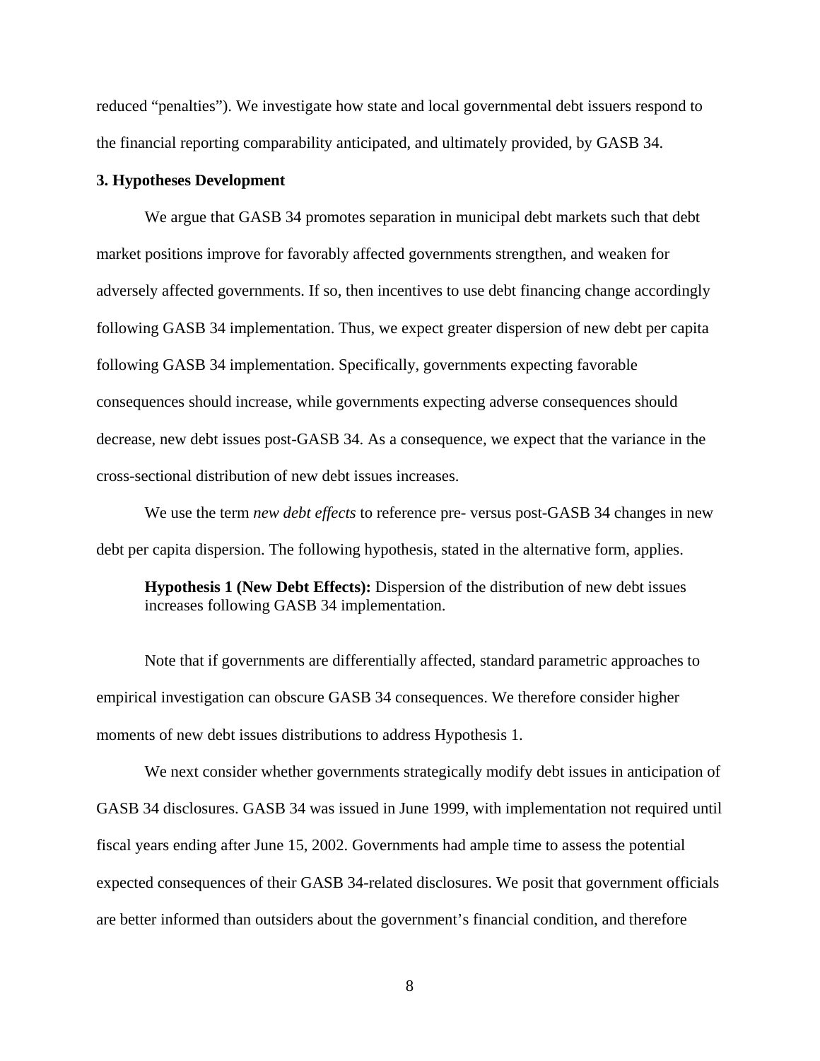reduced "penalties"). We investigate how state and local governmental debt issuers respond to the financial reporting comparability anticipated, and ultimately provided, by GASB 34.

### 3. Hypotheses Development

We argue that GASB 34 promotes separation in municipal debt markets such that debt market positions improve for favorably affected governments strengthen, and weaken for adversely affected governments. If so, then incentives to use debt financing change accordingly following GASB 34 implementation. Thus, we expect greater dispersion of new debt per capita following GASB 34 implementation. Specifically, governments expecting favorable consequences should increase, while governments expecting adverse consequences should decrease, new debt issues post-GASB 34. As a consequence, we expect that the variance in the cross-sectional distribution of new debt issues increases.

We use the term *new debt effects* to reference pre- versus post-GASB 34 changes in new debt per capita dispersion. The following hypothesis, stated in the alternative form, applies.

> **Hypothesis 1 (New Debt Effects):** Dispersion of the distribution of new debt issues increases following GASB 34 implementation.

Note that if governments are differentially affected, standard parametric approaches to empirical investigation can obscure GASB 34 consequences. We therefore consider higher moments of new debt issues distributions to address Hypothesis 1.

We next consider whether governments strategically modify debt issues in anticipation of GASB 34 disclosures. GASB 34 was issued in June 1999, with implementation not required until fiscal years ending after June 15, 2002. Governments had ample time to assess the potential expected consequences of their GASB 34-related disclosures. We posit that government officials are better informed than outsiders about the government's financial condition, and therefore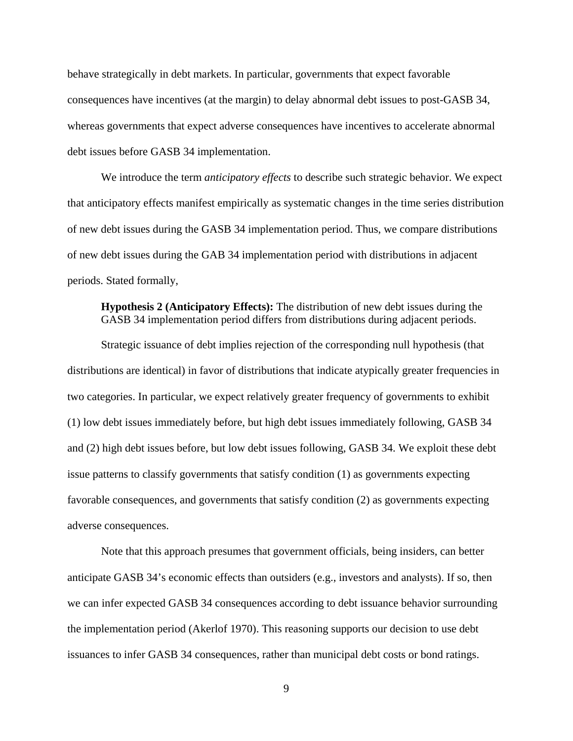behave strategically in debt markets. In particular, governments that expect favorable consequences have incentives (at the margin) to delay abnormal debt issues to post-GASB 34, whereas governments that expect adverse consequences have incentives to accelerate abnormal debt issues before GASB 34 implementation.

We introduce the term *anticipatory effects* to describe such strategic behavior. We expect that anticipatory effects manifest empirically as systematic changes in the time series distribution of new debt issues during the GASB 34 implementation period. Thus, we compare distributions of new debt issues during the GAB 34 implementation period with distributions in adjacent periods. Stated formally,

> **Hypothesis 2 (Anticipatory Effects):** The distribution of new debt issues during the GASB 34 implementation period differs from distributions during adjacent periods.

Strategic issuance of debt implies rejection of the corresponding null hypothesis (that distributions are identical) in favor of distributions that indicate atypically greater frequencies in two categories. In particular, we expect relatively greater frequency of governments to exhibit (1) low debt issues immediately before, but high debt issues immediately following, GASB 34 and (2) high debt issues before, but low debt issues following, GASB 34. We exploit these debt issue patterns to classify governments that satisfy condition (1) as governments expecting favorable consequences, and governments that satisfy condition (2) as governments expecting adverse consequences.

Note that this approach presumes that government officials, being insiders, can better anticipate GASB 34's economic effects than outsiders (e.g., investors and analysts). If so, then we can infer expected GASB 34 consequences according to debt issuance behavior surrounding the implementation period (Akerlof 1970). This reasoning supports our decision to use debt issuances to infer GASB 34 consequences, rather than municipal debt costs or bond ratings.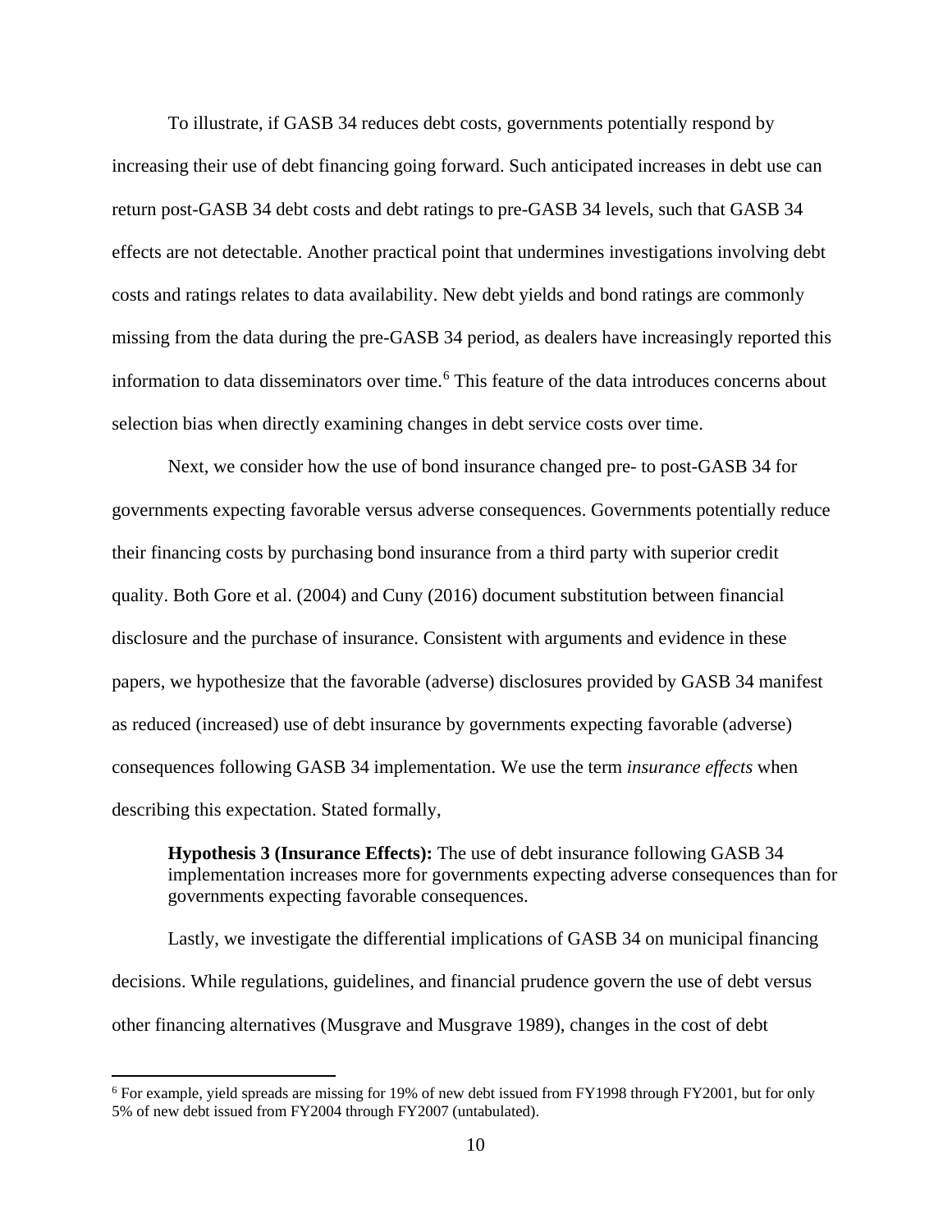To illustrate, if GASB 34 reduces debt costs, governments potentially respond by increasing their use of debt financing going forward. Such anticipated increases in debt use can return post-GASB 34 debt costs and debt ratings to pre-GASB 34 levels, such that GASB 34 effects are not detectable. Another practical point that undermines investigations involving debt costs and ratings relates to data availability. New debt yields and bond ratings are commonly missing from the data during the pre-GASB 34 period, as dealers have increasingly reported this information to data disseminators over time.[6] This feature of the data introduces concerns about selection bias when directly examining changes in debt service costs over time.

Next, we consider how the use of bond insurance changed pre- to post-GASB 34 for governments expecting favorable versus adverse consequences. Governments potentially reduce their financing costs by purchasing bond insurance from a third party with superior credit quality. Both Gore et al. (2004) and Cuny (2016) document substitution between financial disclosure and the purchase of insurance. Consistent with arguments and evidence in these papers, we hypothesize that the favorable (adverse) disclosures provided by GASB 34 manifest as reduced (increased) use of debt insurance by governments expecting favorable (adverse) consequences following GASB 34 implementation. We use the term *insurance effects* when describing this expectation. Stated formally,

> **Hypothesis 3 (Insurance Effects):** The use of debt insurance following GASB 34 implementation increases more for governments expecting adverse consequences than for governments expecting favorable consequences.

Lastly, we investigate the differential implications of GASB 34 on municipal financing decisions. While regulations, guidelines, and financial prudence govern the use of debt versus other financing alternatives (Musgrave and Musgrave 1989), changes in the cost of debt

[6] For example, yield spreads are missing for 19% of new debt issued from FY1998 through FY2001, but for only 5% of new debt issued from FY2004 through FY2007 (untabulated).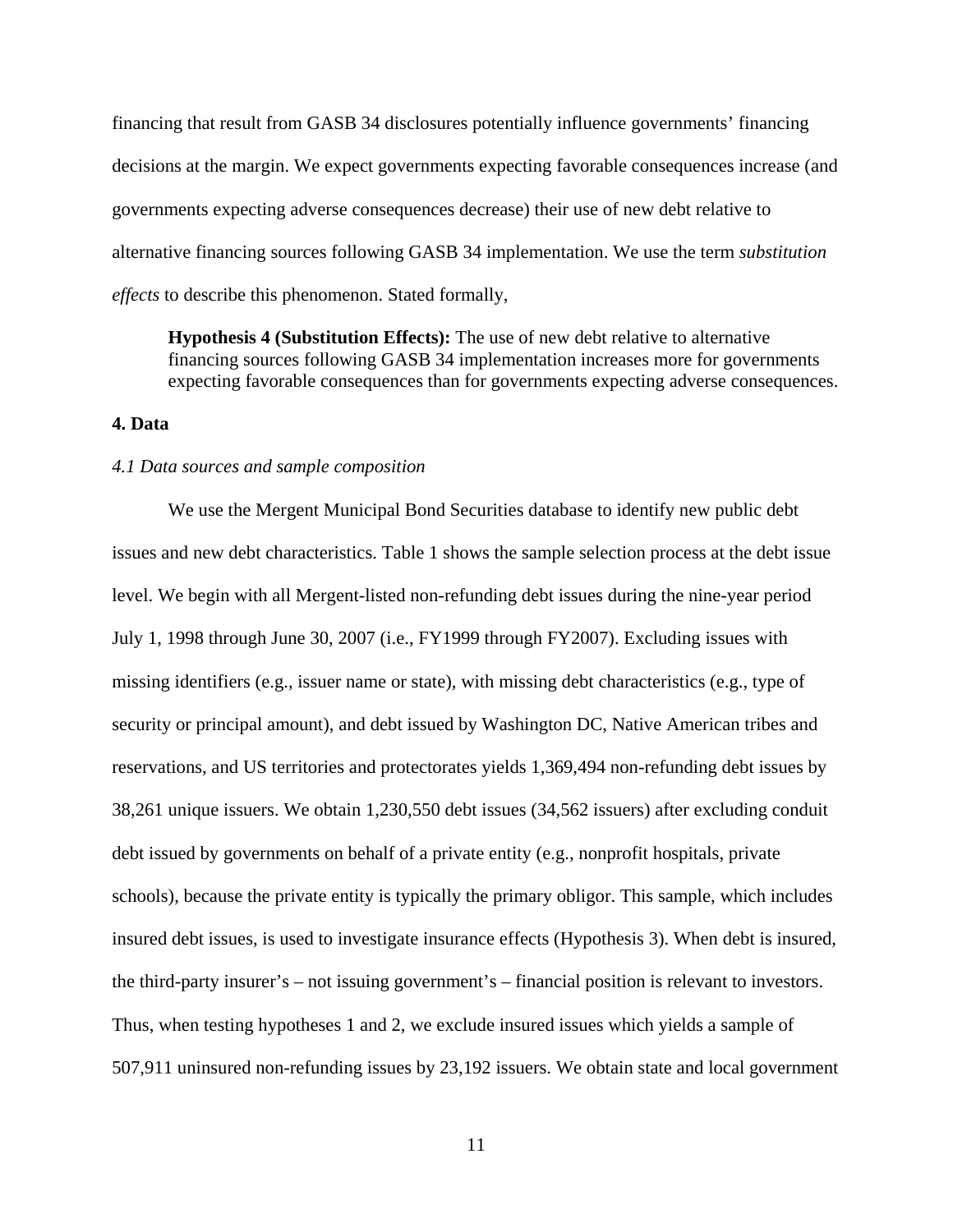financing that result from GASB 34 disclosures potentially influence governments' financing decisions at the margin. We expect governments expecting favorable consequences increase (and governments expecting adverse consequences decrease) their use of new debt relative to alternative financing sources following GASB 34 implementation. We use the term *substitution effects* to describe this phenomenon. Stated formally,

> **Hypothesis 4 (Substitution Effects):** The use of new debt relative to alternative financing sources following GASB 34 implementation increases more for governments expecting favorable consequences than for governments expecting adverse consequences.

## 4. Data

### *4.1 Data sources and sample composition*

We use the Mergent Municipal Bond Securities database to identify new public debt issues and new debt characteristics. Table 1 shows the sample selection process at the debt issue level. We begin with all Mergent-listed non-refunding debt issues during the nine-year period July 1, 1998 through June 30, 2007 (i.e., FY1999 through FY2007). Excluding issues with missing identifiers (e.g., issuer name or state), with missing debt characteristics (e.g., type of security or principal amount), and debt issued by Washington DC, Native American tribes and reservations, and US territories and protectorates yields 1,369,494 non-refunding debt issues by 38,261 unique issuers. We obtain 1,230,550 debt issues (34,562 issuers) after excluding conduit debt issued by governments on behalf of a private entity (e.g., nonprofit hospitals, private schools), because the private entity is typically the primary obligor. This sample, which includes insured debt issues, is used to investigate insurance effects (Hypothesis 3). When debt is insured, the third-party insurer's – not issuing government's – financial position is relevant to investors. Thus, when testing hypotheses 1 and 2, we exclude insured issues which yields a sample of 507,911 uninsured non-refunding issues by 23,192 issuers. We obtain state and local government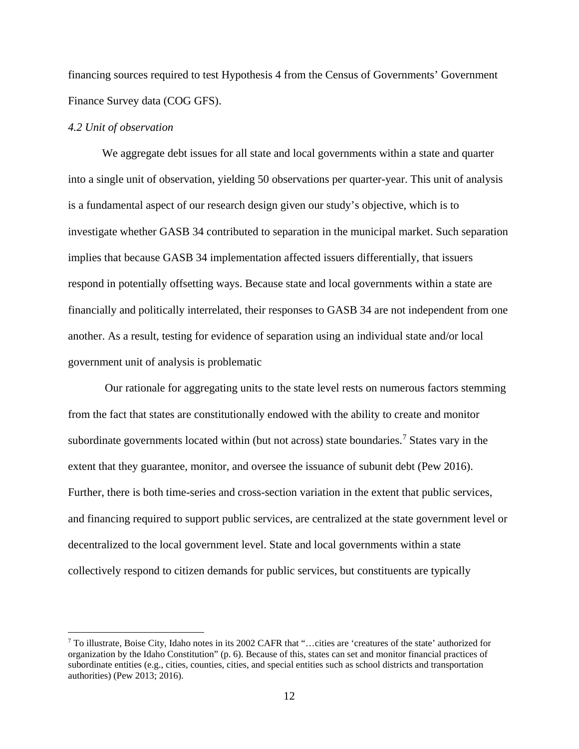financing sources required to test Hypothesis 4 from the Census of Governments' Government Finance Survey data (COG GFS).

*4.2 Unit of observation*

We aggregate debt issues for all state and local governments within a state and quarter into a single unit of observation, yielding 50 observations per quarter-year. This unit of analysis is a fundamental aspect of our research design given our study's objective, which is to investigate whether GASB 34 contributed to separation in the municipal market. Such separation implies that because GASB 34 implementation affected issuers differentially, that issuers respond in potentially offsetting ways. Because state and local governments within a state are financially and politically interrelated, their responses to GASB 34 are not independent from one another. As a result, testing for evidence of separation using an individual state and/or local government unit of analysis is problematic

Our rationale for aggregating units to the state level rests on numerous factors stemming from the fact that states are constitutionally endowed with the ability to create and monitor subordinate governments located within (but not across) state boundaries.[7] States vary in the extent that they guarantee, monitor, and oversee the issuance of subunit debt (Pew 2016). Further, there is both time-series and cross-section variation in the extent that public services, and financing required to support public services, are centralized at the state government level or decentralized to the local government level. State and local governments within a state collectively respond to citizen demands for public services, but constituents are typically

[7] To illustrate, Boise City, Idaho notes in its 2002 CAFR that "…cities are 'creatures of the state' authorized for organization by the Idaho Constitution" (p. 6). Because of this, states can set and monitor financial practices of subordinate entities (e.g., cities, counties, cities, and special entities such as school districts and transportation authorities) (Pew 2013; 2016).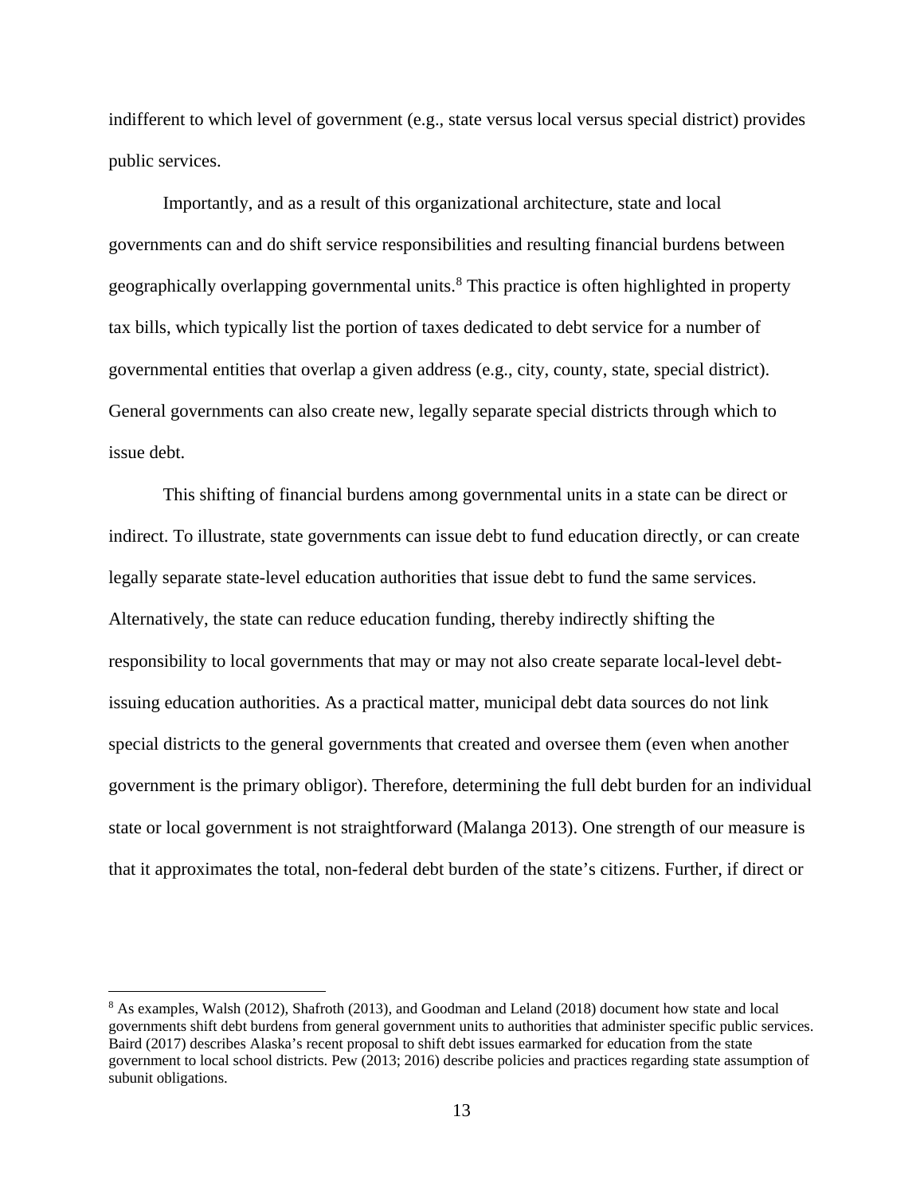indifferent to which level of government (e.g., state versus local versus special district) provides public services.

Importantly, and as a result of this organizational architecture, state and local governments can and do shift service responsibilities and resulting financial burdens between geographically overlapping governmental units.[8] This practice is often highlighted in property tax bills, which typically list the portion of taxes dedicated to debt service for a number of governmental entities that overlap a given address (e.g., city, county, state, special district). General governments can also create new, legally separate special districts through which to issue debt.

This shifting of financial burdens among governmental units in a state can be direct or indirect. To illustrate, state governments can issue debt to fund education directly, or can create legally separate state-level education authorities that issue debt to fund the same services. Alternatively, the state can reduce education funding, thereby indirectly shifting the responsibility to local governments that may or may not also create separate local-level debt-issuing education authorities. As a practical matter, municipal debt data sources do not link special districts to the general governments that created and oversee them (even when another government is the primary obligor). Therefore, determining the full debt burden for an individual state or local government is not straightforward (Malanga 2013). One strength of our measure is that it approximates the total, non-federal debt burden of the state's citizens. Further, if direct or

[8] As examples, Walsh (2012), Shafroth (2013), and Goodman and Leland (2018) document how state and local governments shift debt burdens from general government units to authorities that administer specific public services. Baird (2017) describes Alaska's recent proposal to shift debt issues earmarked for education from the state government to local school districts. Pew (2013; 2016) describe policies and practices regarding state assumption of subunit obligations.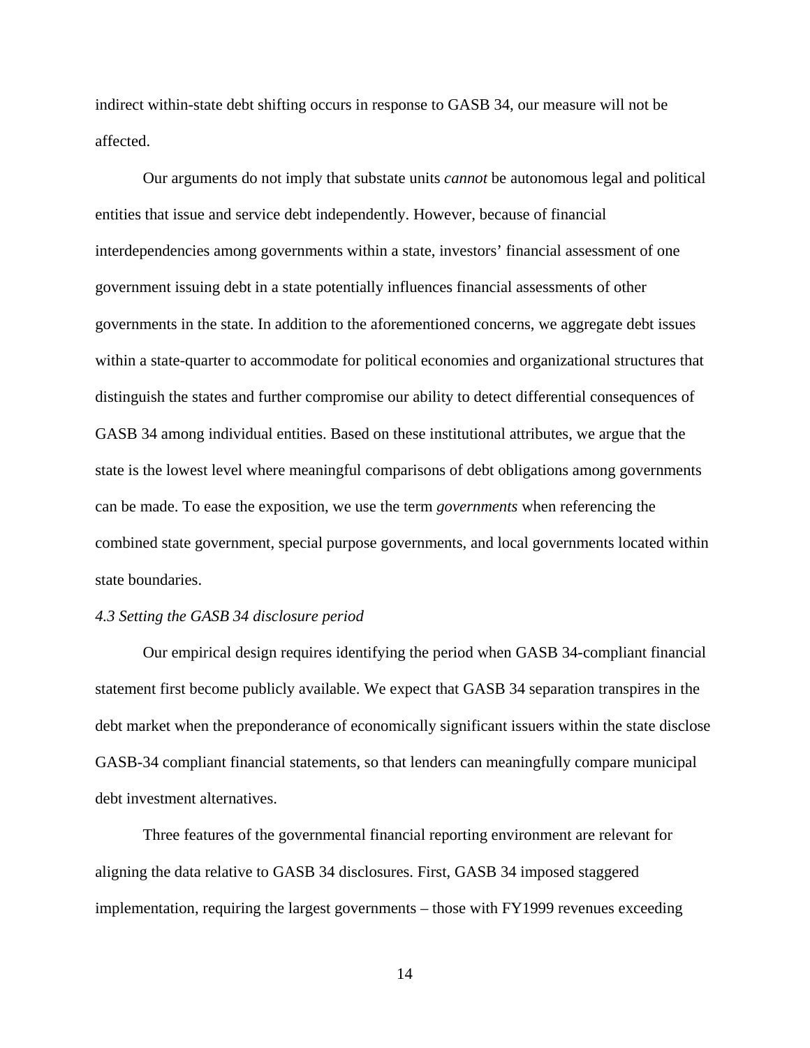indirect within-state debt shifting occurs in response to GASB 34, our measure will not be affected.

Our arguments do not imply that substate units *cannot* be autonomous legal and political entities that issue and service debt independently. However, because of financial interdependencies among governments within a state, investors' financial assessment of one government issuing debt in a state potentially influences financial assessments of other governments in the state. In addition to the aforementioned concerns, we aggregate debt issues within a state-quarter to accommodate for political economies and organizational structures that distinguish the states and further compromise our ability to detect differential consequences of GASB 34 among individual entities. Based on these institutional attributes, we argue that the state is the lowest level where meaningful comparisons of debt obligations among governments can be made. To ease the exposition, we use the term *governments* when referencing the combined state government, special purpose governments, and local governments located within state boundaries.

### *4.3 Setting the GASB 34 disclosure period*

Our empirical design requires identifying the period when GASB 34-compliant financial statement first become publicly available. We expect that GASB 34 separation transpires in the debt market when the preponderance of economically significant issuers within the state disclose GASB-34 compliant financial statements, so that lenders can meaningfully compare municipal debt investment alternatives.

Three features of the governmental financial reporting environment are relevant for aligning the data relative to GASB 34 disclosures. First, GASB 34 imposed staggered implementation, requiring the largest governments – those with FY1999 revenues exceeding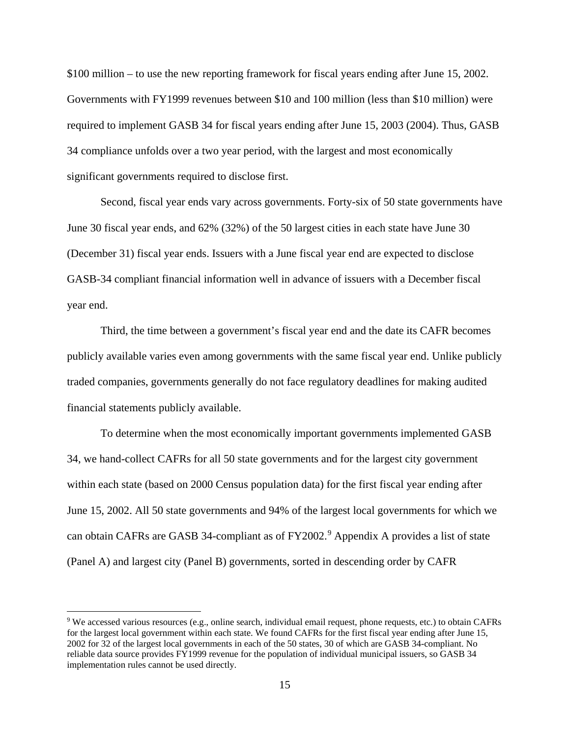$100 million – to use the new reporting framework for fiscal years ending after June 15, 2002. Governments with FY1999 revenues between $10 and 100 million (less than $10 million) were required to implement GASB 34 for fiscal years ending after June 15, 2003 (2004). Thus, GASB 34 compliance unfolds over a two year period, with the largest and most economically significant governments required to disclose first.

Second, fiscal year ends vary across governments. Forty-six of 50 state governments have June 30 fiscal year ends, and 62% (32%) of the 50 largest cities in each state have June 30 (December 31) fiscal year ends. Issuers with a June fiscal year end are expected to disclose GASB-34 compliant financial information well in advance of issuers with a December fiscal year end.

Third, the time between a government's fiscal year end and the date its CAFR becomes publicly available varies even among governments with the same fiscal year end. Unlike publicly traded companies, governments generally do not face regulatory deadlines for making audited financial statements publicly available.

To determine when the most economically important governments implemented GASB 34, we hand-collect CAFRs for all 50 state governments and for the largest city government within each state (based on 2000 Census population data) for the first fiscal year ending after June 15, 2002. All 50 state governments and 94% of the largest local governments for which we can obtain CAFRs are GASB 34-compliant as of FY2002.[9] Appendix A provides a list of state (Panel A) and largest city (Panel B) governments, sorted in descending order by CAFR

[9] We accessed various resources (e.g., online search, individual email request, phone requests, etc.) to obtain CAFRs for the largest local government within each state. We found CAFRs for the first fiscal year ending after June 15, 2002 for 32 of the largest local governments in each of the 50 states, 30 of which are GASB 34-compliant. No reliable data source provides FY1999 revenue for the population of individual municipal issuers, so GASB 34 implementation rules cannot be used directly.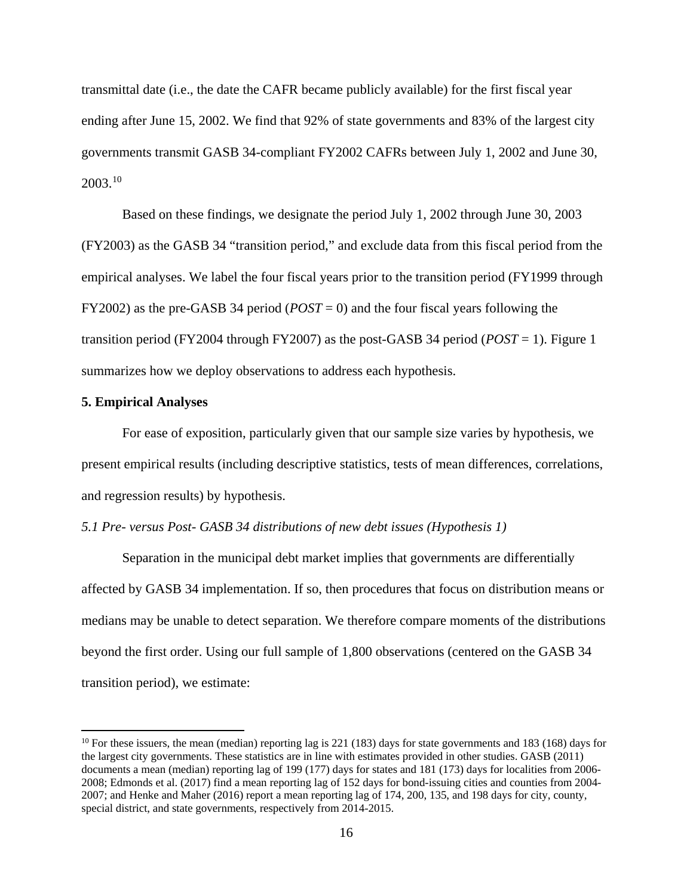transmittal date (i.e., the date the CAFR became publicly available) for the first fiscal year ending after June 15, 2002. We find that 92% of state governments and 83% of the largest city governments transmit GASB 34-compliant FY2002 CAFRs between July 1, 2002 and June 30, 2003.[10]

Based on these findings, we designate the period July 1, 2002 through June 30, 2003 (FY2003) as the GASB 34 "transition period," and exclude data from this fiscal period from the empirical analyses. We label the four fiscal years prior to the transition period (FY1999 through FY2002) as the pre-GASB 34 period (*POST* = 0) and the four fiscal years following the transition period (FY2004 through FY2007) as the post-GASB 34 period (*POST* = 1). Figure 1 summarizes how we deploy observations to address each hypothesis.

## 5. Empirical Analyses

For ease of exposition, particularly given that our sample size varies by hypothesis, we present empirical results (including descriptive statistics, tests of mean differences, correlations, and regression results) by hypothesis.

### *5.1 Pre- versus Post- GASB 34 distributions of new debt issues (Hypothesis 1)*

Separation in the municipal debt market implies that governments are differentially affected by GASB 34 implementation. If so, then procedures that focus on distribution means or medians may be unable to detect separation. We therefore compare moments of the distributions beyond the first order. Using our full sample of 1,800 observations (centered on the GASB 34 transition period), we estimate:

---

[10] For these issuers, the mean (median) reporting lag is 221 (183) days for state governments and 183 (168) days for the largest city governments. These statistics are in line with estimates provided in other studies. GASB (2011) documents a mean (median) reporting lag of 199 (177) days for states and 181 (173) days for localities from 2006-2008; Edmonds et al. (2017) find a mean reporting lag of 152 days for bond-issuing cities and counties from 2004-2007; and Henke and Maher (2016) report a mean reporting lag of 174, 200, 135, and 198 days for city, county, special district, and state governments, respectively from 2014-2015.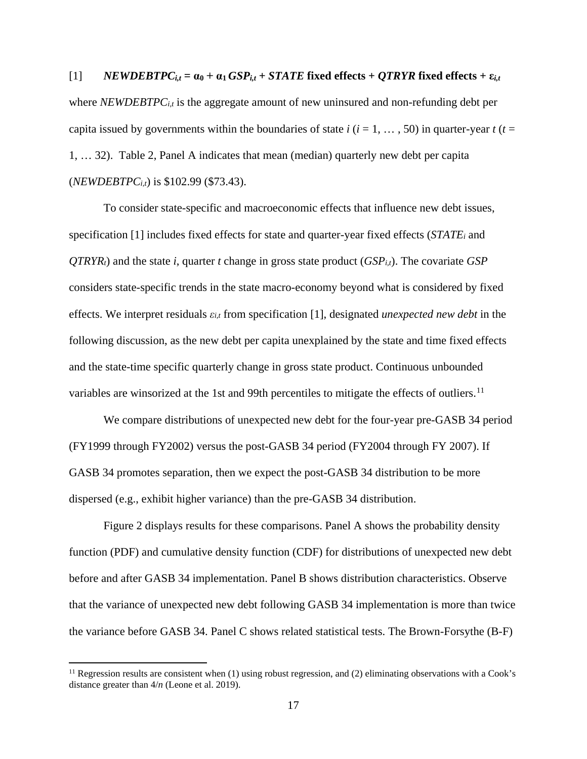[1] $\boldsymbol{NEWDEBTPC_{i,t} = \alpha_0 + \alpha_1\, GSP_{i,t} + STATE}$ **fixed effects +** $\boldsymbol{QTRYR}$ **fixed effects +** $\boldsymbol{\varepsilon_{i,t}}$

where $NEWDEBTPC_{i,t}$ is the aggregate amount of new uninsured and non-refunding debt per capita issued by governments within the boundaries of state $i$ ($i = 1, \ldots, 50$) in quarter-year $t$ ($t = 1, \ldots 32$). Table 2, Panel A indicates that mean (median) quarterly new debt per capita ($NEWDEBTPC_{i,t}$) is $102.99 ($73.43).

To consider state-specific and macroeconomic effects that influence new debt issues, specification [1] includes fixed effects for state and quarter-year fixed effects ($STATE_i$ and $QTRYR_t$) and the state $i$, quarter $t$ change in gross state product ($GSP_{i,t}$). The covariate *GSP* considers state-specific trends in the state macro-economy beyond what is considered by fixed effects. We interpret residuals $\varepsilon_{i,t}$ from specification [1], designated *unexpected new debt* in the following discussion, as the new debt per capita unexplained by the state and time fixed effects and the state-time specific quarterly change in gross state product. Continuous unbounded variables are winsorized at the 1st and 99th percentiles to mitigate the effects of outliers.[11]

We compare distributions of unexpected new debt for the four-year pre-GASB 34 period (FY1999 through FY2002) versus the post-GASB 34 period (FY2004 through FY 2007). If GASB 34 promotes separation, then we expect the post-GASB 34 distribution to be more dispersed (e.g., exhibit higher variance) than the pre-GASB 34 distribution.

Figure 2 displays results for these comparisons. Panel A shows the probability density function (PDF) and cumulative density function (CDF) for distributions of unexpected new debt before and after GASB 34 implementation. Panel B shows distribution characteristics. Observe that the variance of unexpected new debt following GASB 34 implementation is more than twice the variance before GASB 34. Panel C shows related statistical tests. The Brown-Forsythe (B-F)

[11] Regression results are consistent when (1) using robust regression, and (2) eliminating observations with a Cook's distance greater than $4/n$ (Leone et al. 2019).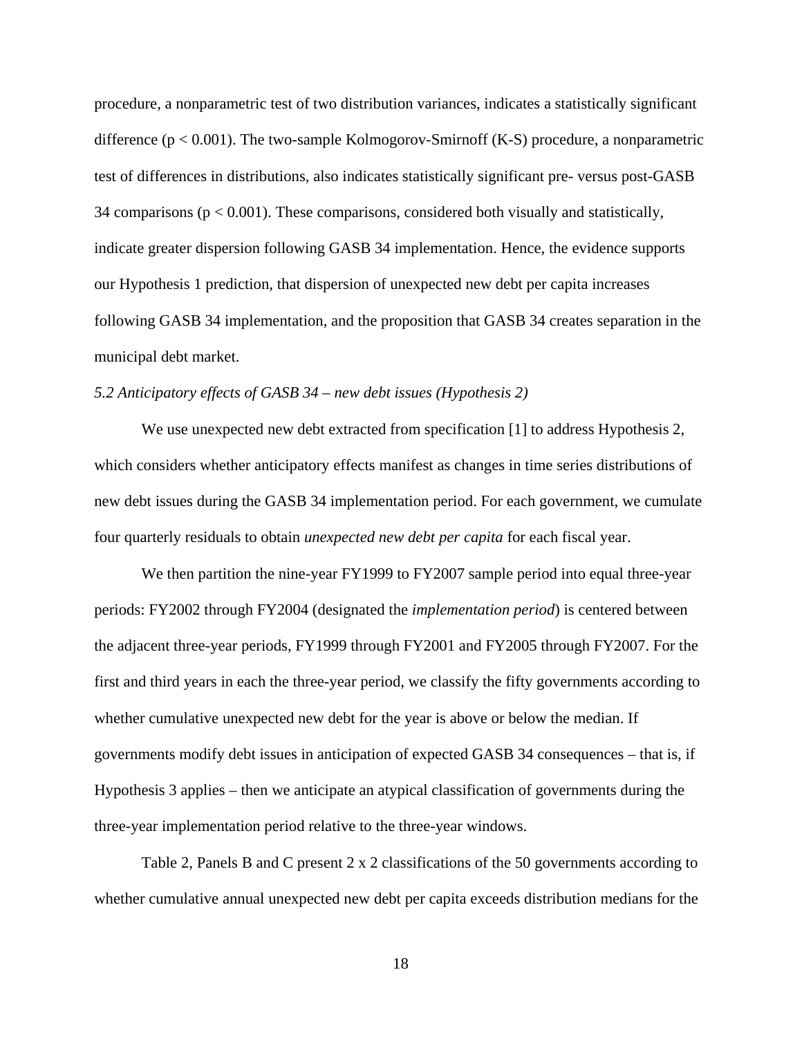procedure, a nonparametric test of two distribution variances, indicates a statistically significant difference ($p < 0.001$). The two-sample Kolmogorov-Smirnoff (K-S) procedure, a nonparametric test of differences in distributions, also indicates statistically significant pre- versus post-GASB 34 comparisons ($p < 0.001$). These comparisons, considered both visually and statistically, indicate greater dispersion following GASB 34 implementation. Hence, the evidence supports our Hypothesis 1 prediction, that dispersion of unexpected new debt per capita increases following GASB 34 implementation, and the proposition that GASB 34 creates separation in the municipal debt market.

### *5.2 Anticipatory effects of GASB 34 – new debt issues (Hypothesis 2)*

We use unexpected new debt extracted from specification [1] to address Hypothesis 2, which considers whether anticipatory effects manifest as changes in time series distributions of new debt issues during the GASB 34 implementation period. For each government, we cumulate four quarterly residuals to obtain *unexpected new debt per capita* for each fiscal year.

We then partition the nine-year FY1999 to FY2007 sample period into equal three-year periods: FY2002 through FY2004 (designated the *implementation period*) is centered between the adjacent three-year periods, FY1999 through FY2001 and FY2005 through FY2007. For the first and third years in each the three-year period, we classify the fifty governments according to whether cumulative unexpected new debt for the year is above or below the median. If governments modify debt issues in anticipation of expected GASB 34 consequences – that is, if Hypothesis 3 applies – then we anticipate an atypical classification of governments during the three-year implementation period relative to the three-year windows.

Table 2, Panels B and C present 2 x 2 classifications of the 50 governments according to whether cumulative annual unexpected new debt per capita exceeds distribution medians for the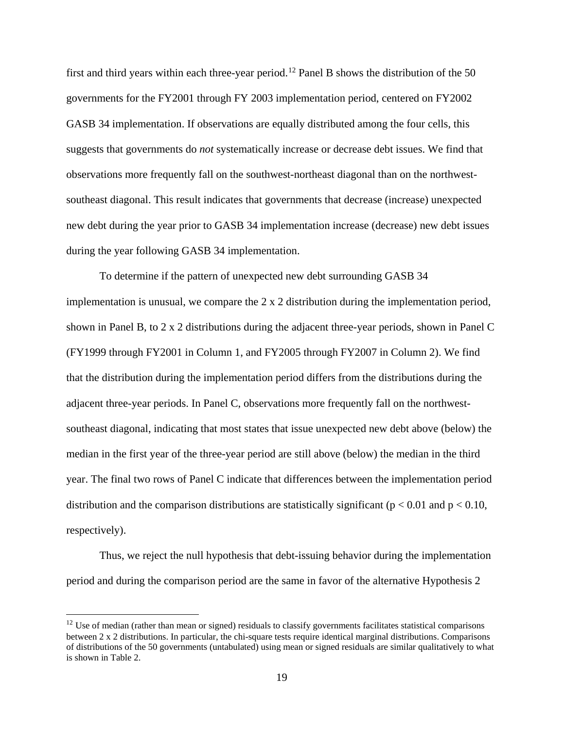first and third years within each three-year period.[12] Panel B shows the distribution of the 50 governments for the FY2001 through FY 2003 implementation period, centered on FY2002 GASB 34 implementation. If observations are equally distributed among the four cells, this suggests that governments do *not* systematically increase or decrease debt issues. We find that observations more frequently fall on the southwest-northeast diagonal than on the northwest-southeast diagonal. This result indicates that governments that decrease (increase) unexpected new debt during the year prior to GASB 34 implementation increase (decrease) new debt issues during the year following GASB 34 implementation.

To determine if the pattern of unexpected new debt surrounding GASB 34 implementation is unusual, we compare the 2 x 2 distribution during the implementation period, shown in Panel B, to 2 x 2 distributions during the adjacent three-year periods, shown in Panel C (FY1999 through FY2001 in Column 1, and FY2005 through FY2007 in Column 2). We find that the distribution during the implementation period differs from the distributions during the adjacent three-year periods. In Panel C, observations more frequently fall on the northwest-southeast diagonal, indicating that most states that issue unexpected new debt above (below) the median in the first year of the three-year period are still above (below) the median in the third year. The final two rows of Panel C indicate that differences between the implementation period distribution and the comparison distributions are statistically significant ($p < 0.01$ and $p < 0.10$, respectively).

Thus, we reject the null hypothesis that debt-issuing behavior during the implementation period and during the comparison period are the same in favor of the alternative Hypothesis 2

[12] Use of median (rather than mean or signed) residuals to classify governments facilitates statistical comparisons between 2 x 2 distributions. In particular, the chi-square tests require identical marginal distributions. Comparisons of distributions of the 50 governments (untabulated) using mean or signed residuals are similar qualitatively to what is shown in Table 2.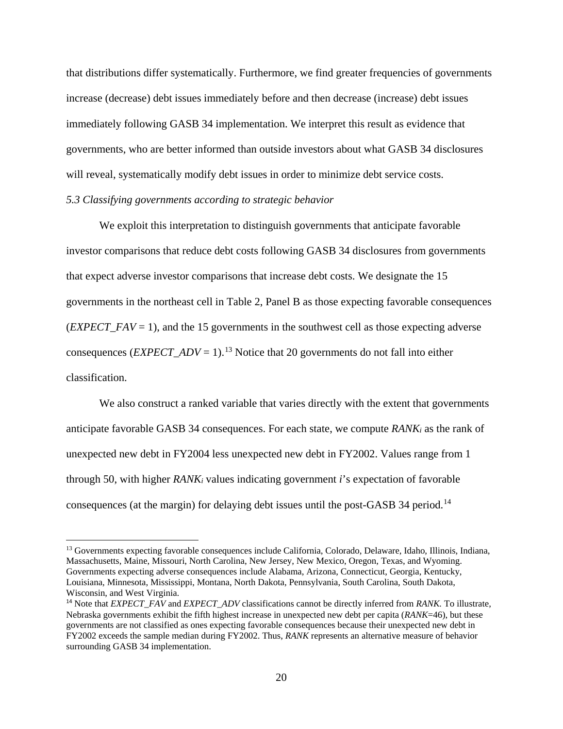that distributions differ systematically. Furthermore, we find greater frequencies of governments increase (decrease) debt issues immediately before and then decrease (increase) debt issues immediately following GASB 34 implementation. We interpret this result as evidence that governments, who are better informed than outside investors about what GASB 34 disclosures will reveal, systematically modify debt issues in order to minimize debt service costs.

### *5.3 Classifying governments according to strategic behavior*

We exploit this interpretation to distinguish governments that anticipate favorable investor comparisons that reduce debt costs following GASB 34 disclosures from governments that expect adverse investor comparisons that increase debt costs. We designate the 15 governments in the northeast cell in Table 2, Panel B as those expecting favorable consequences (*EXPECT_FAV* = 1), and the 15 governments in the southwest cell as those expecting adverse consequences (*EXPECT_ADV* = 1).[13] Notice that 20 governments do not fall into either classification.

We also construct a ranked variable that varies directly with the extent that governments anticipate favorable GASB 34 consequences. For each state, we compute $RANK_i$ as the rank of unexpected new debt in FY2004 less unexpected new debt in FY2002. Values range from 1 through 50, with higher $RANK_i$ values indicating government *i*'s expectation of favorable consequences (at the margin) for delaying debt issues until the post-GASB 34 period.[14]

---

[13] Governments expecting favorable consequences include California, Colorado, Delaware, Idaho, Illinois, Indiana, Massachusetts, Maine, Missouri, North Carolina, New Jersey, New Mexico, Oregon, Texas, and Wyoming. Governments expecting adverse consequences include Alabama, Arizona, Connecticut, Georgia, Kentucky, Louisiana, Minnesota, Mississippi, Montana, North Dakota, Pennsylvania, South Carolina, South Dakota, Wisconsin, and West Virginia.

[14] Note that *EXPECT_FAV* and *EXPECT_ADV* classifications cannot be directly inferred from *RANK*. To illustrate, Nebraska governments exhibit the fifth highest increase in unexpected new debt per capita (*RANK*=46), but these governments are not classified as ones expecting favorable consequences because their unexpected new debt in FY2002 exceeds the sample median during FY2002. Thus, *RANK* represents an alternative measure of behavior surrounding GASB 34 implementation.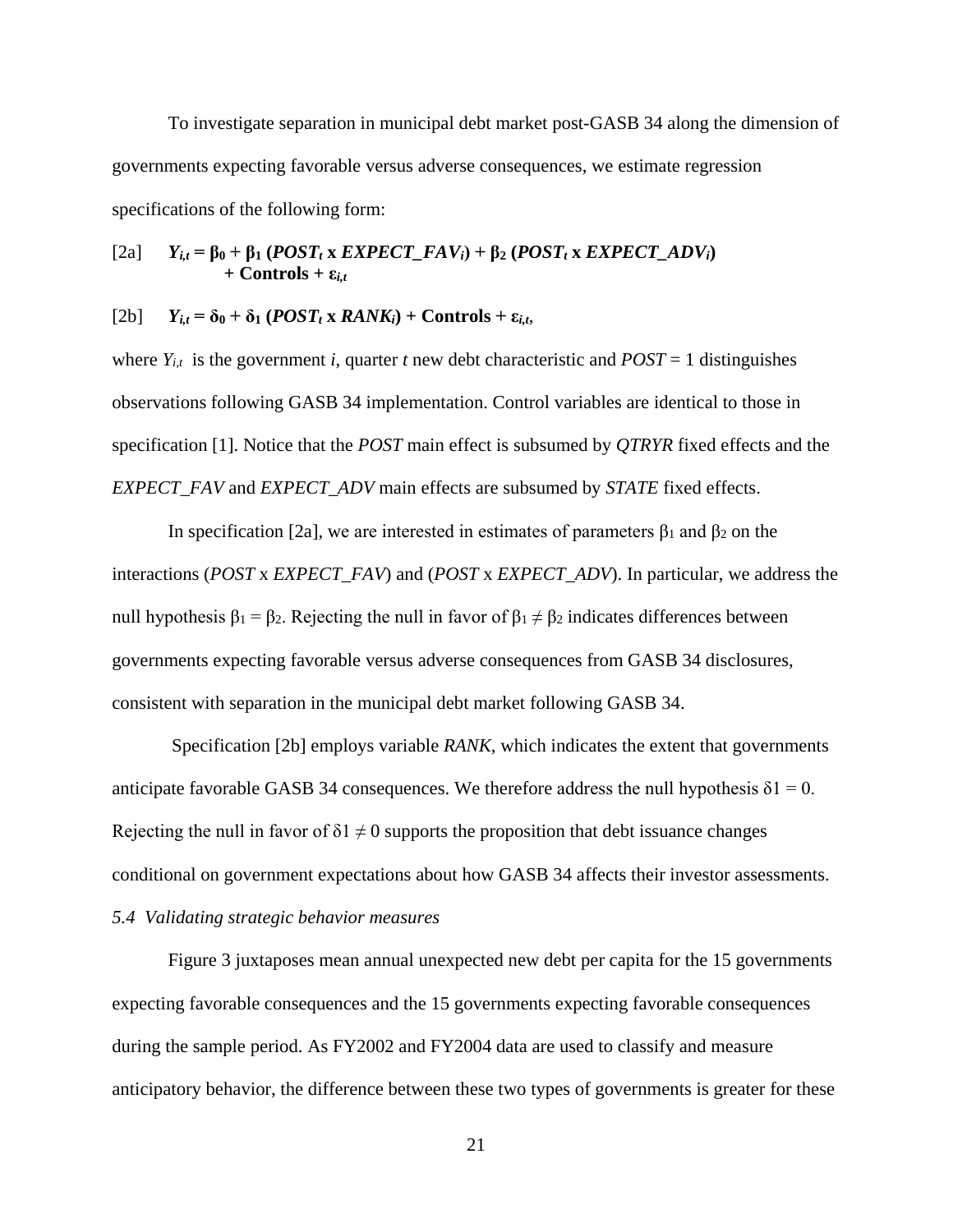To investigate separation in municipal debt market post-GASB 34 along the dimension of governments expecting favorable versus adverse consequences, we estimate regression specifications of the following form:

$$[2a] \quad \boldsymbol{Y_{i,t} = \beta_0 + \beta_1 (POST_t \text{ x } EXPECT\_FAV_i) + \beta_2 (POST_t \text{ x } EXPECT\_ADV_i) + \text{Controls} + \varepsilon_{i,t}}$$

$$[2b] \quad \boldsymbol{Y_{i,t} = \delta_0 + \delta_1 (POST_t \text{ x } RANK_i) + \text{Controls} + \varepsilon_{i,t},}$$

where $Y_{i,t}$ is the government *i*, quarter *t* new debt characteristic and *POST* = 1 distinguishes observations following GASB 34 implementation. Control variables are identical to those in specification [1]. Notice that the *POST* main effect is subsumed by *QTRYR* fixed effects and the *EXPECT_FAV* and *EXPECT_ADV* main effects are subsumed by *STATE* fixed effects.

In specification [2a], we are interested in estimates of parameters $\beta_1$ and $\beta_2$ on the interactions (*POST* x *EXPECT_FAV*) and (*POST* x *EXPECT_ADV*). In particular, we address the null hypothesis $\beta_1 = \beta_2$. Rejecting the null in favor of $\beta_1 \neq \beta_2$ indicates differences between governments expecting favorable versus adverse consequences from GASB 34 disclosures, consistent with separation in the municipal debt market following GASB 34.

Specification [2b] employs variable *RANK*, which indicates the extent that governments anticipate favorable GASB 34 consequences. We therefore address the null hypothesis $\delta 1 = 0$. Rejecting the null in favor of $\delta 1 \neq 0$ supports the proposition that debt issuance changes conditional on government expectations about how GASB 34 affects their investor assessments.

*5.4 Validating strategic behavior measures*

Figure 3 juxtaposes mean annual unexpected new debt per capita for the 15 governments expecting favorable consequences and the 15 governments expecting favorable consequences during the sample period. As FY2002 and FY2004 data are used to classify and measure anticipatory behavior, the difference between these two types of governments is greater for these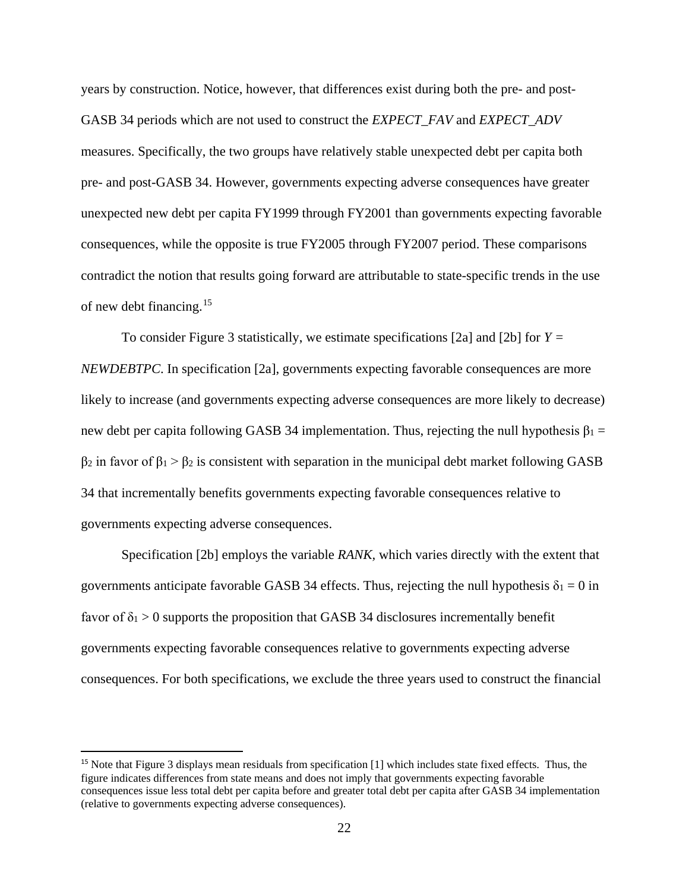years by construction. Notice, however, that differences exist during both the pre- and post-GASB 34 periods which are not used to construct the *EXPECT_FAV* and *EXPECT_ADV* measures. Specifically, the two groups have relatively stable unexpected debt per capita both pre- and post-GASB 34. However, governments expecting adverse consequences have greater unexpected new debt per capita FY1999 through FY2001 than governments expecting favorable consequences, while the opposite is true FY2005 through FY2007 period. These comparisons contradict the notion that results going forward are attributable to state-specific trends in the use of new debt financing.[15]

To consider Figure 3 statistically, we estimate specifications [2a] and [2b] for *Y* = *NEWDEBTPC*. In specification [2a], governments expecting favorable consequences are more likely to increase (and governments expecting adverse consequences are more likely to decrease) new debt per capita following GASB 34 implementation. Thus, rejecting the null hypothesis $\beta_1 = \beta_2$ in favor of $\beta_1 > \beta_2$ is consistent with separation in the municipal debt market following GASB 34 that incrementally benefits governments expecting favorable consequences relative to governments expecting adverse consequences.

Specification [2b] employs the variable *RANK*, which varies directly with the extent that governments anticipate favorable GASB 34 effects. Thus, rejecting the null hypothesis $\delta_1 = 0$ in favor of $\delta_1 > 0$ supports the proposition that GASB 34 disclosures incrementally benefit governments expecting favorable consequences relative to governments expecting adverse consequences. For both specifications, we exclude the three years used to construct the financial

---

[15] Note that Figure 3 displays mean residuals from specification [1] which includes state fixed effects. Thus, the figure indicates differences from state means and does not imply that governments expecting favorable consequences issue less total debt per capita before and greater total debt per capita after GASB 34 implementation (relative to governments expecting adverse consequences).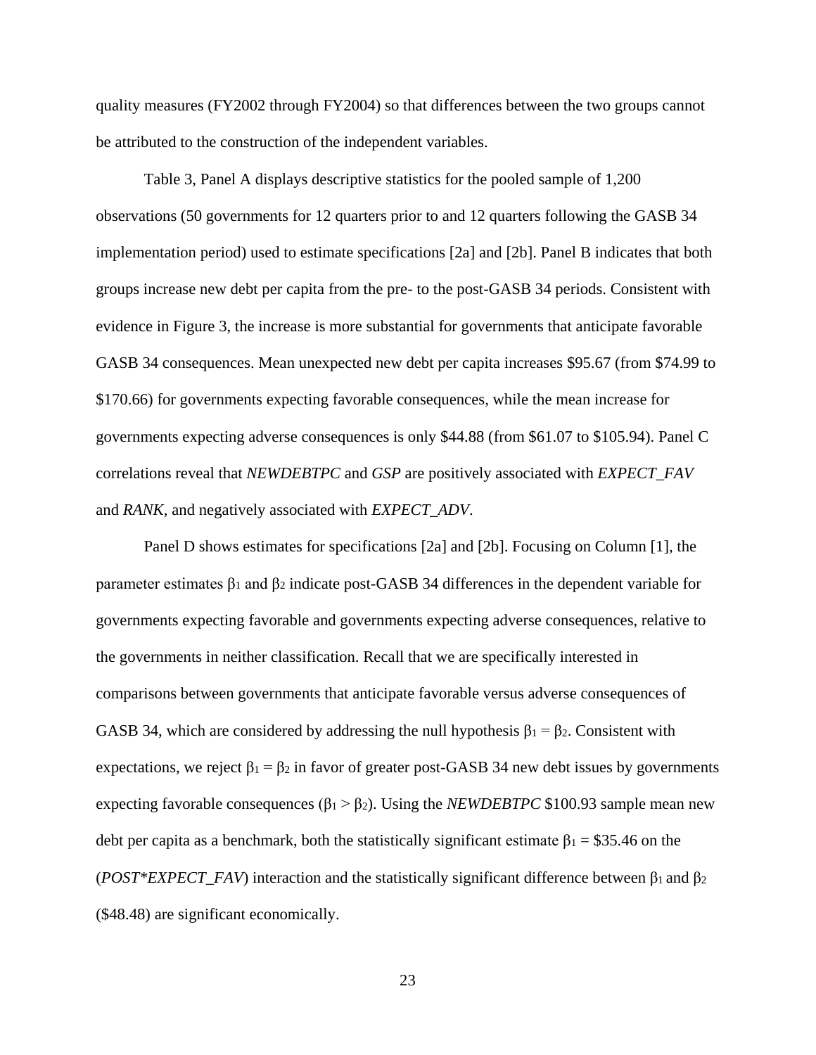quality measures (FY2002 through FY2004) so that differences between the two groups cannot be attributed to the construction of the independent variables.

Table 3, Panel A displays descriptive statistics for the pooled sample of 1,200 observations (50 governments for 12 quarters prior to and 12 quarters following the GASB 34 implementation period) used to estimate specifications [2a] and [2b]. Panel B indicates that both groups increase new debt per capita from the pre- to the post-GASB 34 periods. Consistent with evidence in Figure 3, the increase is more substantial for governments that anticipate favorable GASB 34 consequences. Mean unexpected new debt per capita increases \$95.67 (from \$74.99 to \$170.66) for governments expecting favorable consequences, while the mean increase for governments expecting adverse consequences is only \$44.88 (from \$61.07 to \$105.94). Panel C correlations reveal that *NEWDEBTPC* and *GSP* are positively associated with *EXPECT_FAV* and *RANK*, and negatively associated with *EXPECT_ADV*.

Panel D shows estimates for specifications [2a] and [2b]. Focusing on Column [1], the parameter estimates $\beta_1$ and $\beta_2$ indicate post-GASB 34 differences in the dependent variable for governments expecting favorable and governments expecting adverse consequences, relative to the governments in neither classification. Recall that we are specifically interested in comparisons between governments that anticipate favorable versus adverse consequences of GASB 34, which are considered by addressing the null hypothesis $\beta_1 = \beta_2$. Consistent with expectations, we reject $\beta_1 = \beta_2$ in favor of greater post-GASB 34 new debt issues by governments expecting favorable consequences ($\beta_1 > \beta_2$). Using the *NEWDEBTPC* \$100.93 sample mean new debt per capita as a benchmark, both the statistically significant estimate $\beta_1 = \$35.46$ on the (*POST*\*EXPECT_FAV*) interaction and the statistically significant difference between $\beta_1$ and $\beta_2$ (\$48.48) are significant economically.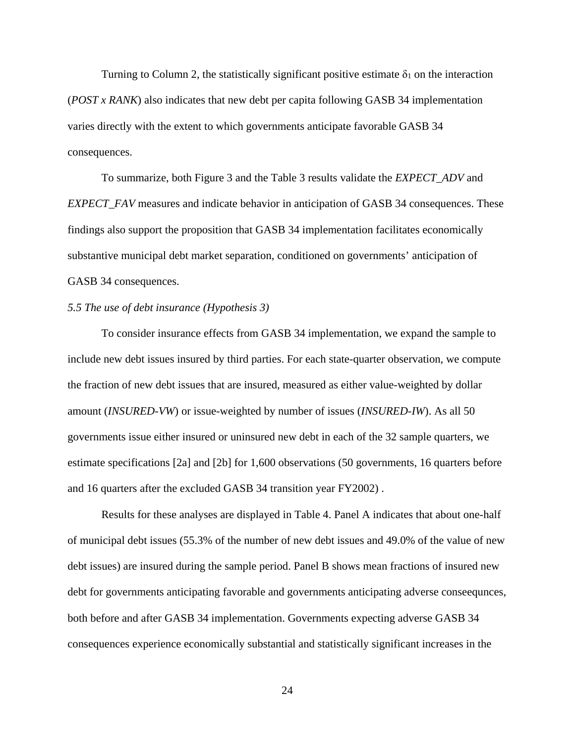Turning to Column 2, the statistically significant positive estimate $\delta_1$ on the interaction (*POST x RANK*) also indicates that new debt per capita following GASB 34 implementation varies directly with the extent to which governments anticipate favorable GASB 34 consequences.

To summarize, both Figure 3 and the Table 3 results validate the *EXPECT_ADV* and *EXPECT_FAV* measures and indicate behavior in anticipation of GASB 34 consequences. These findings also support the proposition that GASB 34 implementation facilitates economically substantive municipal debt market separation, conditioned on governments' anticipation of GASB 34 consequences.

*5.5 The use of debt insurance (Hypothesis 3)*

To consider insurance effects from GASB 34 implementation, we expand the sample to include new debt issues insured by third parties. For each state-quarter observation, we compute the fraction of new debt issues that are insured, measured as either value-weighted by dollar amount (*INSURED-VW*) or issue-weighted by number of issues (*INSURED-IW*). As all 50 governments issue either insured or uninsured new debt in each of the 32 sample quarters, we estimate specifications [2a] and [2b] for 1,600 observations (50 governments, 16 quarters before and 16 quarters after the excluded GASB 34 transition year FY2002) .

Results for these analyses are displayed in Table 4. Panel A indicates that about one-half of municipal debt issues (55.3% of the number of new debt issues and 49.0% of the value of new debt issues) are insured during the sample period. Panel B shows mean fractions of insured new debt for governments anticipating favorable and governments anticipating adverse conseequnces, both before and after GASB 34 implementation. Governments expecting adverse GASB 34 consequences experience economically substantial and statistically significant increases in the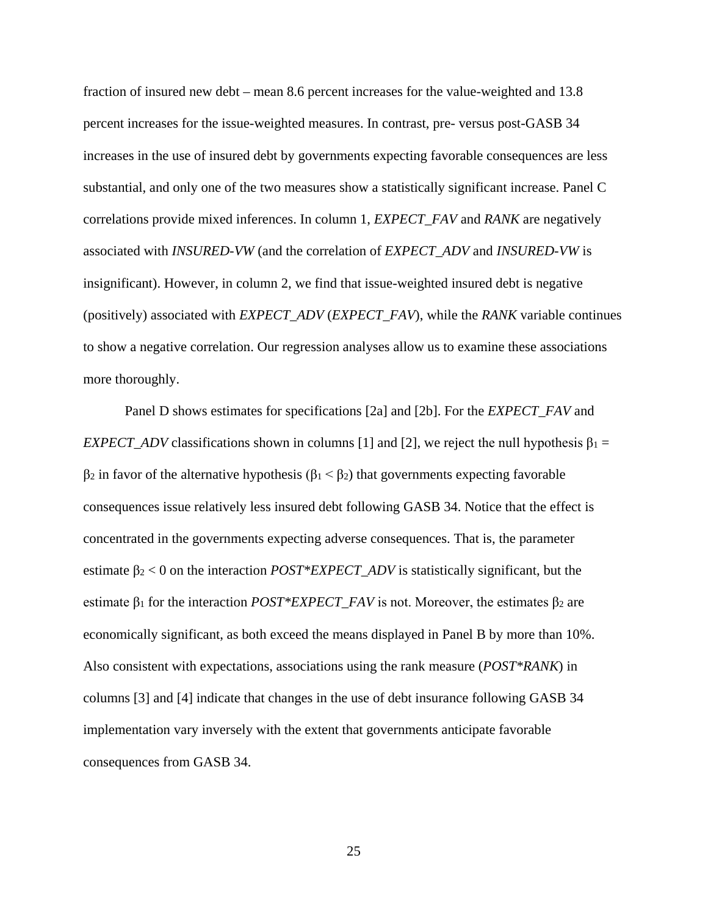fraction of insured new debt – mean 8.6 percent increases for the value-weighted and 13.8 percent increases for the issue-weighted measures. In contrast, pre- versus post-GASB 34 increases in the use of insured debt by governments expecting favorable consequences are less substantial, and only one of the two measures show a statistically significant increase. Panel C correlations provide mixed inferences. In column 1, *EXPECT_FAV* and *RANK* are negatively associated with *INSURED-VW* (and the correlation of *EXPECT_ADV* and *INSURED-VW* is insignificant). However, in column 2, we find that issue-weighted insured debt is negative (positively) associated with *EXPECT_ADV* (*EXPECT_FAV*), while the *RANK* variable continues to show a negative correlation. Our regression analyses allow us to examine these associations more thoroughly.

Panel D shows estimates for specifications [2a] and [2b]. For the *EXPECT_FAV* and *EXPECT_ADV* classifications shown in columns [1] and [2], we reject the null hypothesis $\beta_1 = \beta_2$ in favor of the alternative hypothesis ($\beta_1 < \beta_2$) that governments expecting favorable consequences issue relatively less insured debt following GASB 34. Notice that the effect is concentrated in the governments expecting adverse consequences. That is, the parameter estimate $\beta_2 < 0$ on the interaction *POST*EXPECT_ADV* is statistically significant, but the estimate $\beta_1$ for the interaction *POST*EXPECT_FAV* is not. Moreover, the estimates $\beta_2$ are economically significant, as both exceed the means displayed in Panel B by more than 10%. Also consistent with expectations, associations using the rank measure (*POST*RANK*) in columns [3] and [4] indicate that changes in the use of debt insurance following GASB 34 implementation vary inversely with the extent that governments anticipate favorable consequences from GASB 34.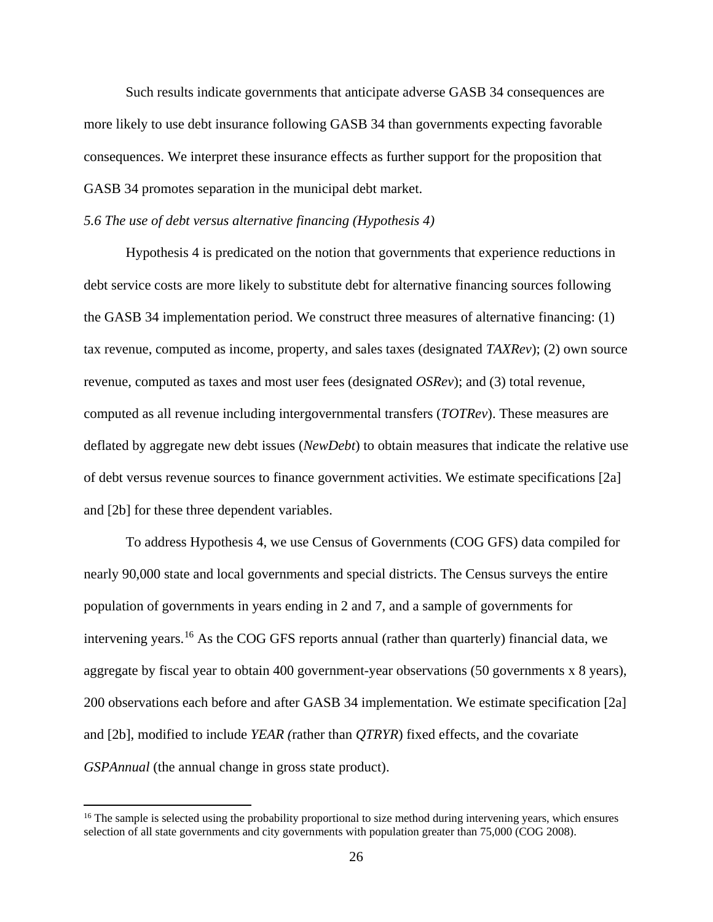Such results indicate governments that anticipate adverse GASB 34 consequences are more likely to use debt insurance following GASB 34 than governments expecting favorable consequences. We interpret these insurance effects as further support for the proposition that GASB 34 promotes separation in the municipal debt market.

*5.6 The use of debt versus alternative financing (Hypothesis 4)*

Hypothesis 4 is predicated on the notion that governments that experience reductions in debt service costs are more likely to substitute debt for alternative financing sources following the GASB 34 implementation period. We construct three measures of alternative financing: (1) tax revenue, computed as income, property, and sales taxes (designated *TAXRev*); (2) own source revenue, computed as taxes and most user fees (designated *OSRev*); and (3) total revenue, computed as all revenue including intergovernmental transfers (*TOTRev*). These measures are deflated by aggregate new debt issues (*NewDebt*) to obtain measures that indicate the relative use of debt versus revenue sources to finance government activities. We estimate specifications [2a] and [2b] for these three dependent variables.

To address Hypothesis 4, we use Census of Governments (COG GFS) data compiled for nearly 90,000 state and local governments and special districts. The Census surveys the entire population of governments in years ending in 2 and 7, and a sample of governments for intervening years.[16] As the COG GFS reports annual (rather than quarterly) financial data, we aggregate by fiscal year to obtain 400 government-year observations (50 governments x 8 years), 200 observations each before and after GASB 34 implementation. We estimate specification [2a] and [2b], modified to include *YEAR (*rather than *QTRYR*) fixed effects, and the covariate *GSPAnnual* (the annual change in gross state product).

[16] The sample is selected using the probability proportional to size method during intervening years, which ensures selection of all state governments and city governments with population greater than 75,000 (COG 2008).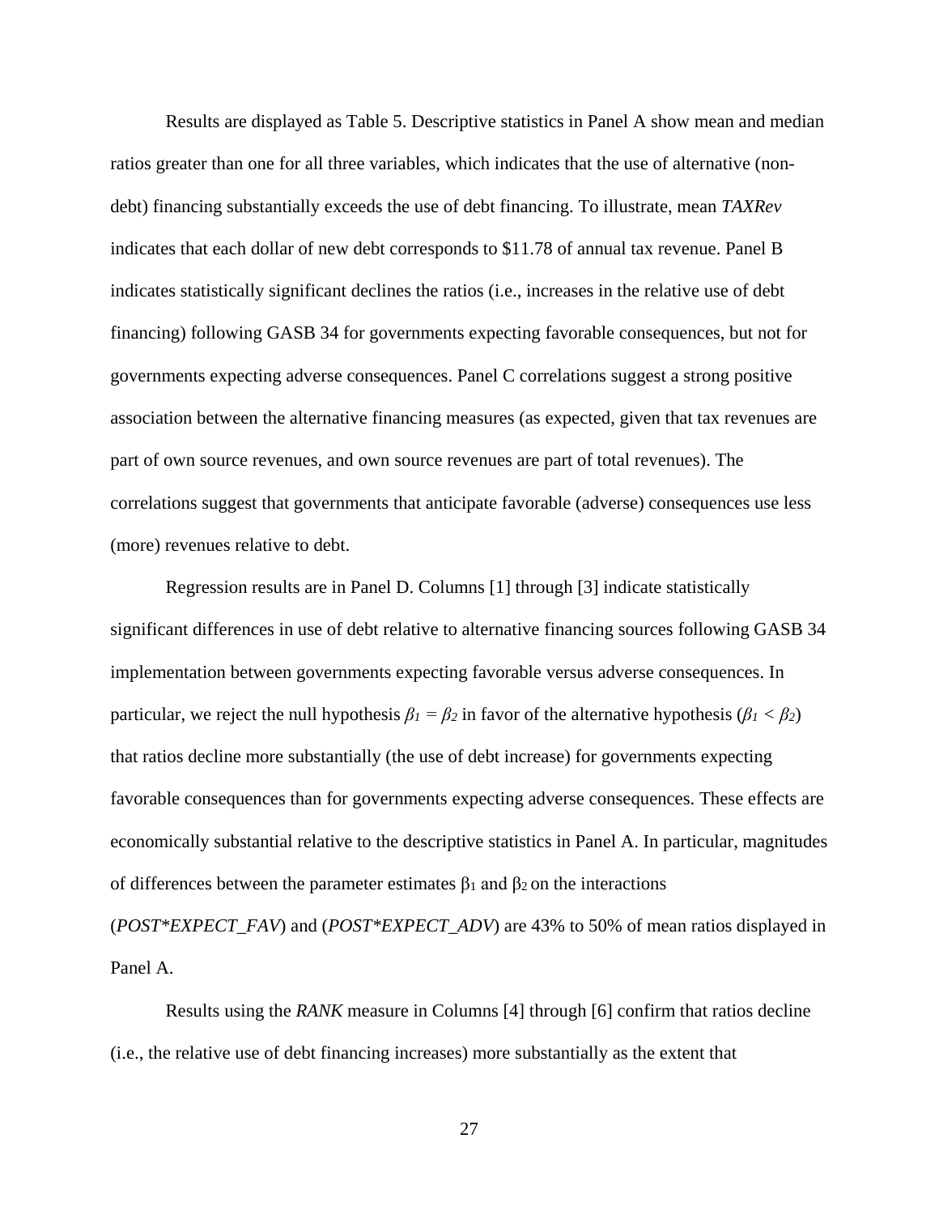Results are displayed as Table 5. Descriptive statistics in Panel A show mean and median ratios greater than one for all three variables, which indicates that the use of alternative (non-debt) financing substantially exceeds the use of debt financing. To illustrate, mean *TAXRev* indicates that each dollar of new debt corresponds to $11.78 of annual tax revenue. Panel B indicates statistically significant declines the ratios (i.e., increases in the relative use of debt financing) following GASB 34 for governments expecting favorable consequences, but not for governments expecting adverse consequences. Panel C correlations suggest a strong positive association between the alternative financing measures (as expected, given that tax revenues are part of own source revenues, and own source revenues are part of total revenues). The correlations suggest that governments that anticipate favorable (adverse) consequences use less (more) revenues relative to debt.

Regression results are in Panel D. Columns [1] through [3] indicate statistically significant differences in use of debt relative to alternative financing sources following GASB 34 implementation between governments expecting favorable versus adverse consequences. In particular, we reject the null hypothesis $\beta_1 = \beta_2$ in favor of the alternative hypothesis ($\beta_1 < \beta_2$) that ratios decline more substantially (the use of debt increase) for governments expecting favorable consequences than for governments expecting adverse consequences. These effects are economically substantial relative to the descriptive statistics in Panel A. In particular, magnitudes of differences between the parameter estimates $\beta_1$ and $\beta_2$ on the interactions (*POST*EXPECT_FAV*) and (*POST*EXPECT_ADV*) are 43% to 50% of mean ratios displayed in Panel A.

Results using the *RANK* measure in Columns [4] through [6] confirm that ratios decline (i.e., the relative use of debt financing increases) more substantially as the extent that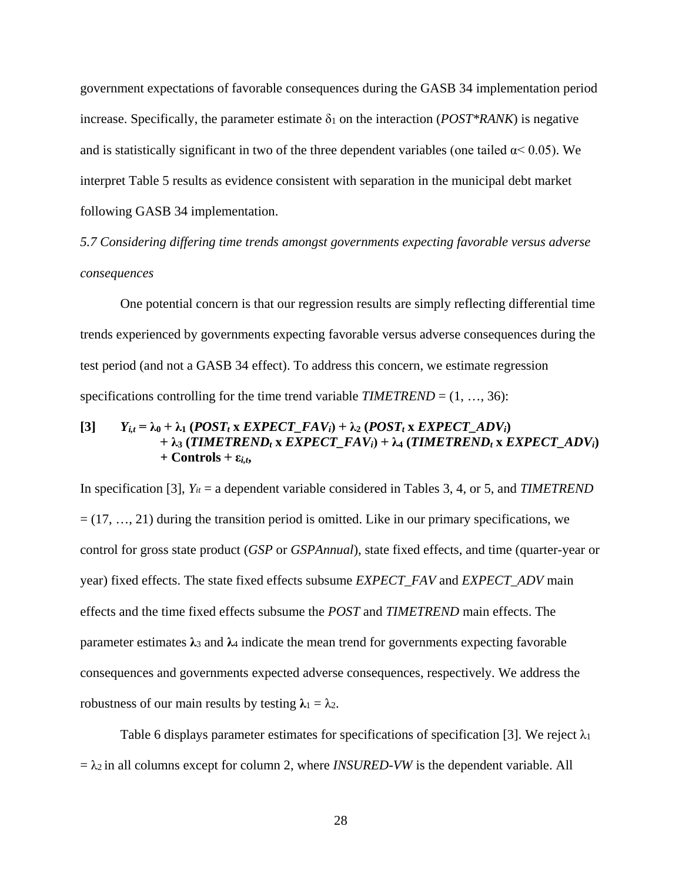government expectations of favorable consequences during the GASB 34 implementation period increase. Specifically, the parameter estimate $\delta_1$ on the interaction (*POST*RANK*) is negative and is statistically significant in two of the three dependent variables (one tailed $\alpha < 0.05$). We interpret Table 5 results as evidence consistent with separation in the municipal debt market following GASB 34 implementation.

*5.7 Considering differing time trends amongst governments expecting favorable versus adverse consequences*

One potential concern is that our regression results are simply reflecting differential time trends experienced by governments expecting favorable versus adverse consequences during the test period (and not a GASB 34 effect). To address this concern, we estimate regression specifications controlling for the time trend variable *TIMETREND* = (1, …, 36):

$$\textbf{[3]} \quad Y_{i,t} = \lambda_0 + \lambda_1 (POST_t \times EXPECT\_FAV_i) + \lambda_2 (POST_t \times EXPECT\_ADV_i) + \lambda_3 (TIMETREND_t \times EXPECT\_FAV_i) + \lambda_4 (TIMETREND_t \times EXPECT\_ADV_i) + \text{Controls} + \varepsilon_{i,t},$$

In specification [3], $Y_{it}$ = a dependent variable considered in Tables 3, 4, or 5, and *TIMETREND* = (17, …, 21) during the transition period is omitted. Like in our primary specifications, we control for gross state product (*GSP* or *GSPAnnual*), state fixed effects, and time (quarter-year or year) fixed effects. The state fixed effects subsume *EXPECT_FAV* and *EXPECT_ADV* main effects and the time fixed effects subsume the *POST* and *TIMETREND* main effects. The parameter estimates $\lambda_3$ and $\lambda_4$ indicate the mean trend for governments expecting favorable consequences and governments expected adverse consequences, respectively. We address the robustness of our main results by testing $\lambda_1 = \lambda_2$.

Table 6 displays parameter estimates for specifications of specification [3]. We reject $\lambda_1 = \lambda_2$ in all columns except for column 2, where *INSURED-VW* is the dependent variable. All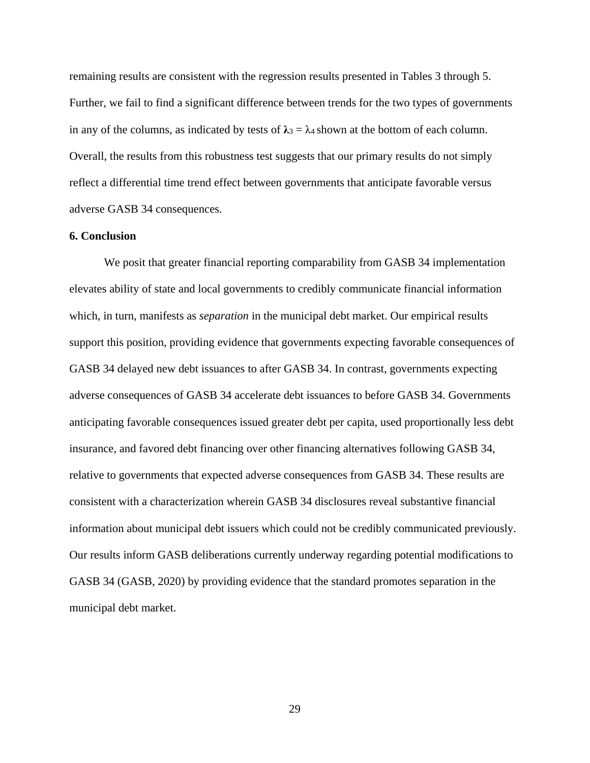remaining results are consistent with the regression results presented in Tables 3 through 5. Further, we fail to find a significant difference between trends for the two types of governments in any of the columns, as indicated by tests of $\lambda_3 = \lambda_4$ shown at the bottom of each column. Overall, the results from this robustness test suggests that our primary results do not simply reflect a differential time trend effect between governments that anticipate favorable versus adverse GASB 34 consequences.

**6. Conclusion**

We posit that greater financial reporting comparability from GASB 34 implementation elevates ability of state and local governments to credibly communicate financial information which, in turn, manifests as *separation* in the municipal debt market. Our empirical results support this position, providing evidence that governments expecting favorable consequences of GASB 34 delayed new debt issuances to after GASB 34. In contrast, governments expecting adverse consequences of GASB 34 accelerate debt issuances to before GASB 34. Governments anticipating favorable consequences issued greater debt per capita, used proportionally less debt insurance, and favored debt financing over other financing alternatives following GASB 34, relative to governments that expected adverse consequences from GASB 34. These results are consistent with a characterization wherein GASB 34 disclosures reveal substantive financial information about municipal debt issuers which could not be credibly communicated previously. Our results inform GASB deliberations currently underway regarding potential modifications to GASB 34 (GASB, 2020) by providing evidence that the standard promotes separation in the municipal debt market.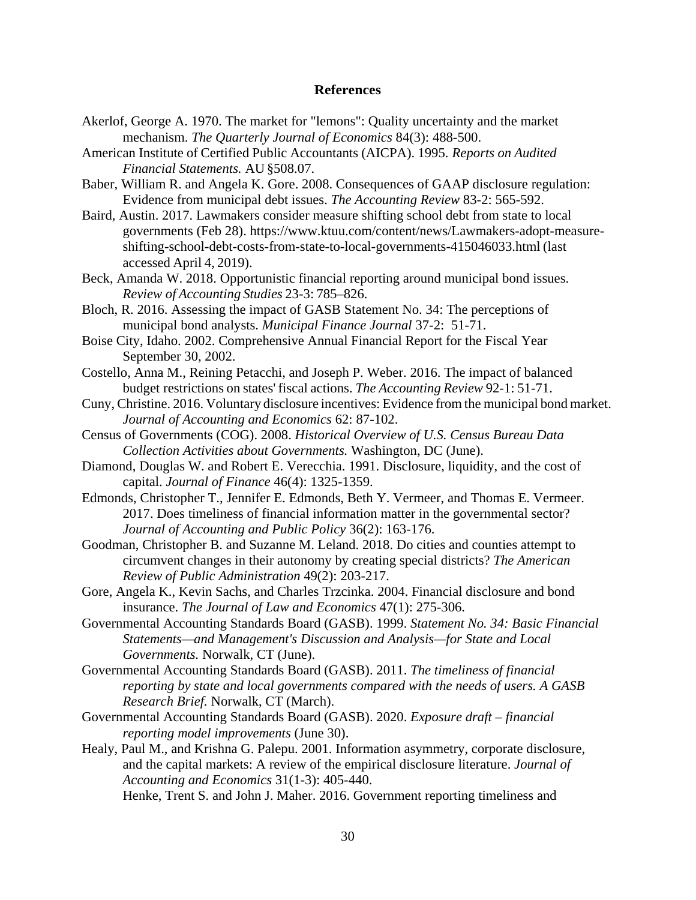## References

Akerlof, George A. 1970. The market for "lemons": Quality uncertainty and the market mechanism. *The Quarterly Journal of Economics* 84(3): 488-500.

American Institute of Certified Public Accountants (AICPA). 1995. *Reports on Audited Financial Statements.* AU §508.07.

Baber, William R. and Angela K. Gore. 2008. Consequences of GAAP disclosure regulation: Evidence from municipal debt issues. *The Accounting Review* 83-2: 565-592.

Baird, Austin. 2017. Lawmakers consider measure shifting school debt from state to local governments (Feb 28). https://www.ktuu.com/content/news/Lawmakers-adopt-measure-shifting-school-debt-costs-from-state-to-local-governments-415046033.html (last accessed April 4, 2019).

Beck, Amanda W. 2018. Opportunistic financial reporting around municipal bond issues. *Review of Accounting Studies* 23-3: 785–826.

Bloch, R. 2016. Assessing the impact of GASB Statement No. 34: The perceptions of municipal bond analysts. *Municipal Finance Journal* 37-2: 51-71.

Boise City, Idaho. 2002. Comprehensive Annual Financial Report for the Fiscal Year September 30, 2002.

Costello, Anna M., Reining Petacchi, and Joseph P. Weber. 2016. The impact of balanced budget restrictions on states' fiscal actions. *The Accounting Review* 92-1: 51-71.

Cuny, Christine. 2016. Voluntary disclosure incentives: Evidence from the municipal bond market. *Journal of Accounting and Economics* 62: 87-102.

Census of Governments (COG). 2008. *Historical Overview of U.S. Census Bureau Data Collection Activities about Governments.* Washington, DC (June).

Diamond, Douglas W. and Robert E. Verecchia. 1991. Disclosure, liquidity, and the cost of capital. *Journal of Finance* 46(4): 1325-1359.

Edmonds, Christopher T., Jennifer E. Edmonds, Beth Y. Vermeer, and Thomas E. Vermeer. 2017. Does timeliness of financial information matter in the governmental sector? *Journal of Accounting and Public Policy* 36(2): 163-176.

Goodman, Christopher B. and Suzanne M. Leland. 2018. Do cities and counties attempt to circumvent changes in their autonomy by creating special districts? *The American Review of Public Administration* 49(2): 203-217.

Gore, Angela K., Kevin Sachs, and Charles Trzcinka. 2004. Financial disclosure and bond insurance. *The Journal of Law and Economics* 47(1): 275-306.

Governmental Accounting Standards Board (GASB). 1999. *Statement No. 34: Basic Financial Statements—and Management's Discussion and Analysis—for State and Local Governments.* Norwalk, CT (June).

Governmental Accounting Standards Board (GASB). 2011. *The timeliness of financial reporting by state and local governments compared with the needs of users. A GASB Research Brief.* Norwalk, CT (March).

Governmental Accounting Standards Board (GASB). 2020. *Exposure draft – financial reporting model improvements* (June 30).

Healy, Paul M., and Krishna G. Palepu. 2001. Information asymmetry, corporate disclosure, and the capital markets: A review of the empirical disclosure literature. *Journal of Accounting and Economics* 31(1-3): 405-440.

Henke, Trent S. and John J. Maher. 2016. Government reporting timeliness and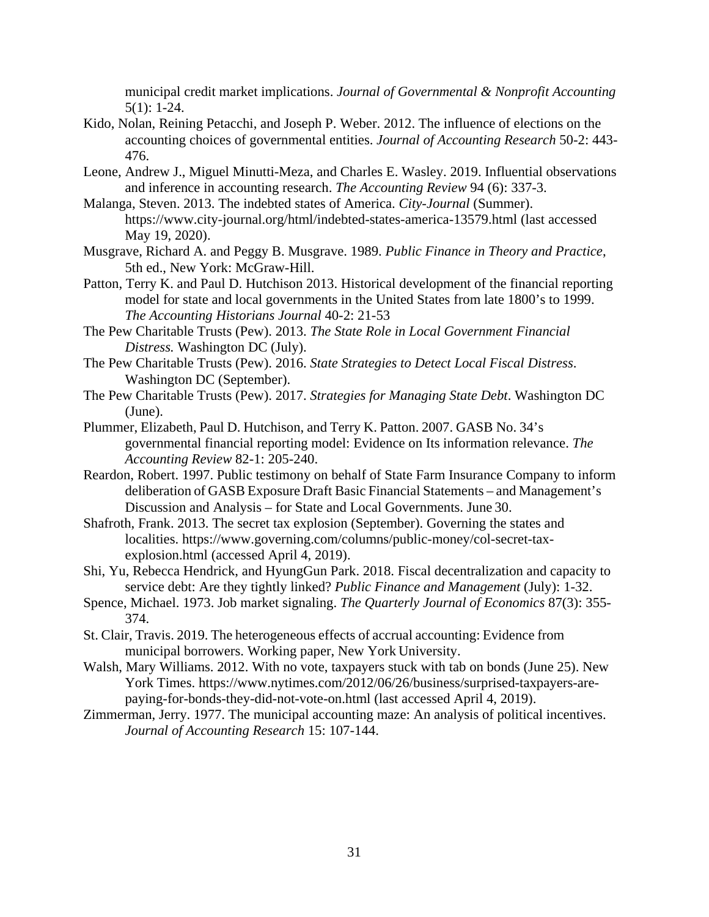municipal credit market implications. *Journal of Governmental & Nonprofit Accounting* 5(1): 1-24.

Kido, Nolan, Reining Petacchi, and Joseph P. Weber. 2012. The influence of elections on the accounting choices of governmental entities. *Journal of Accounting Research* 50-2: 443-476.

Leone, Andrew J., Miguel Minutti-Meza, and Charles E. Wasley. 2019. Influential observations and inference in accounting research. *The Accounting Review* 94 (6): 337-3.

Malanga, Steven. 2013. The indebted states of America. *City-Journal* (Summer). https://www.city-journal.org/html/indebted-states-america-13579.html (last accessed May 19, 2020).

Musgrave, Richard A. and Peggy B. Musgrave. 1989. *Public Finance in Theory and Practice*, 5th ed., New York: McGraw-Hill.

Patton, Terry K. and Paul D. Hutchison 2013. Historical development of the financial reporting model for state and local governments in the United States from late 1800's to 1999. *The Accounting Historians Journal* 40-2: 21-53

The Pew Charitable Trusts (Pew). 2013. *The State Role in Local Government Financial Distress.* Washington DC (July).

The Pew Charitable Trusts (Pew). 2016. *State Strategies to Detect Local Fiscal Distress*. Washington DC (September).

The Pew Charitable Trusts (Pew). 2017. *Strategies for Managing State Debt*. Washington DC (June).

Plummer, Elizabeth, Paul D. Hutchison, and Terry K. Patton. 2007. GASB No. 34's governmental financial reporting model: Evidence on Its information relevance. *The Accounting Review* 82-1: 205-240.

Reardon, Robert. 1997. Public testimony on behalf of State Farm Insurance Company to inform deliberation of GASB Exposure Draft Basic Financial Statements – and Management's Discussion and Analysis – for State and Local Governments. June 30.

Shafroth, Frank. 2013. The secret tax explosion (September). Governing the states and localities. https://www.governing.com/columns/public-money/col-secret-tax-explosion.html (accessed April 4, 2019).

Shi, Yu, Rebecca Hendrick, and HyungGun Park. 2018. Fiscal decentralization and capacity to service debt: Are they tightly linked? *Public Finance and Management* (July): 1-32.

Spence, Michael. 1973. Job market signaling. *The Quarterly Journal of Economics* 87(3): 355-374.

St. Clair, Travis. 2019. The heterogeneous effects of accrual accounting: Evidence from municipal borrowers. Working paper, New York University.

Walsh, Mary Williams. 2012. With no vote, taxpayers stuck with tab on bonds (June 25). New York Times. https://www.nytimes.com/2012/06/26/business/surprised-taxpayers-are-paying-for-bonds-they-did-not-vote-on.html (last accessed April 4, 2019).

Zimmerman, Jerry. 1977. The municipal accounting maze: An analysis of political incentives. *Journal of Accounting Research* 15: 107-144.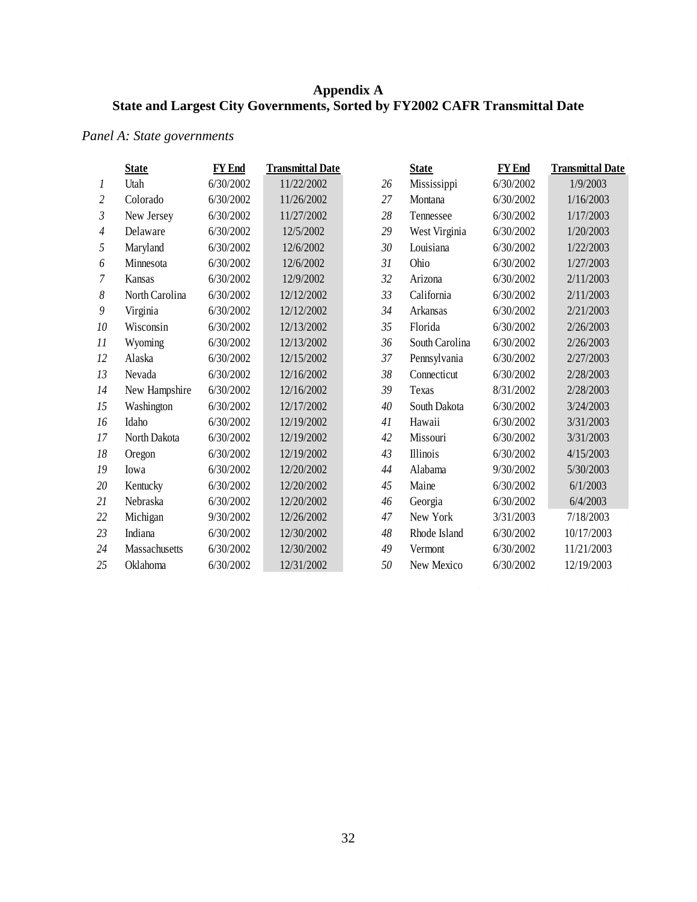# Appendix A
## State and Largest City Governments, Sorted by FY2002 CAFR Transmittal Date

*Panel A: State governments*

| | State | FY End | Transmittal Date | | State | FY End | Transmittal Date |
|---|---|---|---|---|---|---|---|
| *1* | Utah | 6/30/2002 | 11/22/2002 | *26* | Mississippi | 6/30/2002 | 1/9/2003 |
| *2* | Colorado | 6/30/2002 | 11/26/2002 | *27* | Montana | 6/30/2002 | 1/16/2003 |
| *3* | New Jersey | 6/30/2002 | 11/27/2002 | *28* | Tennessee | 6/30/2002 | 1/17/2003 |
| *4* | Delaware | 6/30/2002 | 12/5/2002 | *29* | West Virginia | 6/30/2002 | 1/20/2003 |
| *5* | Maryland | 6/30/2002 | 12/6/2002 | *30* | Louisiana | 6/30/2002 | 1/22/2003 |
| *6* | Minnesota | 6/30/2002 | 12/6/2002 | *31* | Ohio | 6/30/2002 | 1/27/2003 |
| *7* | Kansas | 6/30/2002 | 12/9/2002 | *32* | Arizona | 6/30/2002 | 2/11/2003 |
| *8* | North Carolina | 6/30/2002 | 12/12/2002 | *33* | California | 6/30/2002 | 2/11/2003 |
| *9* | Virginia | 6/30/2002 | 12/12/2002 | *34* | Arkansas | 6/30/2002 | 2/21/2003 |
| *10* | Wisconsin | 6/30/2002 | 12/13/2002 | *35* | Florida | 6/30/2002 | 2/26/2003 |
| *11* | Wyoming | 6/30/2002 | 12/13/2002 | *36* | South Carolina | 6/30/2002 | 2/26/2003 |
| *12* | Alaska | 6/30/2002 | 12/15/2002 | *37* | Pennsylvania | 6/30/2002 | 2/27/2003 |
| *13* | Nevada | 6/30/2002 | 12/16/2002 | *38* | Connecticut | 6/30/2002 | 2/28/2003 |
| *14* | New Hampshire | 6/30/2002 | 12/16/2002 | *39* | Texas | 8/31/2002 | 2/28/2003 |
| *15* | Washington | 6/30/2002 | 12/17/2002 | *40* | South Dakota | 6/30/2002 | 3/24/2003 |
| *16* | Idaho | 6/30/2002 | 12/19/2002 | *41* | Hawaii | 6/30/2002 | 3/31/2003 |
| *17* | North Dakota | 6/30/2002 | 12/19/2002 | *42* | Missouri | 6/30/2002 | 3/31/2003 |
| *18* | Oregon | 6/30/2002 | 12/19/2002 | *43* | Illinois | 6/30/2002 | 4/15/2003 |
| *19* | Iowa | 6/30/2002 | 12/20/2002 | *44* | Alabama | 9/30/2002 | 5/30/2003 |
| *20* | Kentucky | 6/30/2002 | 12/20/2002 | *45* | Maine | 6/30/2002 | 6/1/2003 |
| *21* | Nebraska | 6/30/2002 | 12/20/2002 | *46* | Georgia | 6/30/2002 | 6/4/2003 |
| *22* | Michigan | 9/30/2002 | 12/26/2002 | *47* | New York | 3/31/2003 | 7/18/2003 |
| *23* | Indiana | 6/30/2002 | 12/30/2002 | *48* | Rhode Island | 6/30/2002 | 10/17/2003 |
| *24* | Massachusetts | 6/30/2002 | 12/30/2002 | *49* | Vermont | 6/30/2002 | 11/21/2003 |
| *25* | Oklahoma | 6/30/2002 | 12/31/2002 | *50* | New Mexico | 6/30/2002 | 12/19/2003 |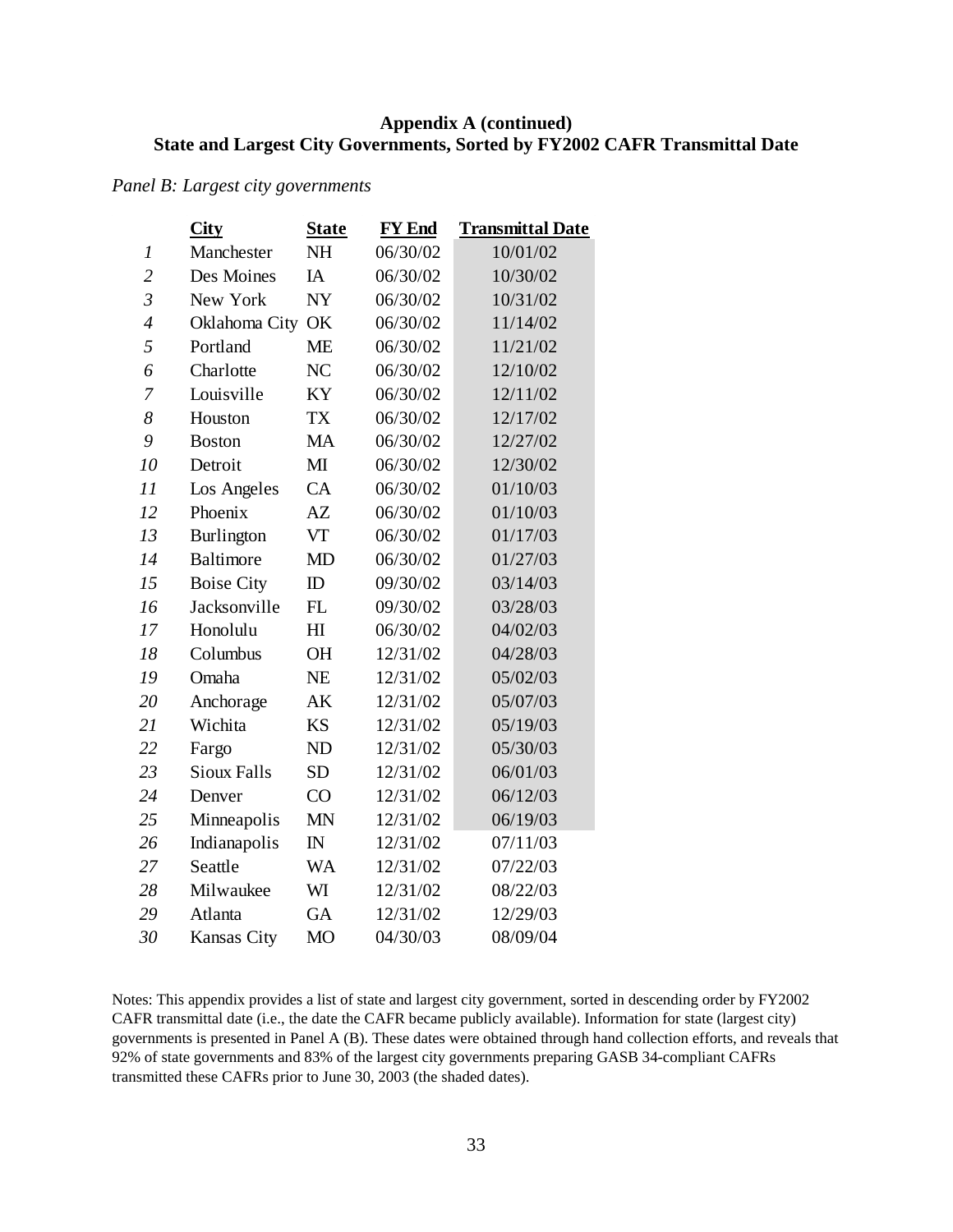**Appendix A (continued)**
**State and Largest City Governments, Sorted by FY2002 CAFR Transmittal Date**

*Panel B: Largest city governments*

| | City | State | FY End | Transmittal Date |
|---|---|---|---|---|
| *1* | Manchester | NH | 06/30/02 | 10/01/02 |
| *2* | Des Moines | IA | 06/30/02 | 10/30/02 |
| *3* | New York | NY | 06/30/02 | 10/31/02 |
| *4* | Oklahoma City | OK | 06/30/02 | 11/14/02 |
| *5* | Portland | ME | 06/30/02 | 11/21/02 |
| *6* | Charlotte | NC | 06/30/02 | 12/10/02 |
| *7* | Louisville | KY | 06/30/02 | 12/11/02 |
| *8* | Houston | TX | 06/30/02 | 12/17/02 |
| *9* | Boston | MA | 06/30/02 | 12/27/02 |
| *10* | Detroit | MI | 06/30/02 | 12/30/02 |
| *11* | Los Angeles | CA | 06/30/02 | 01/10/03 |
| *12* | Phoenix | AZ | 06/30/02 | 01/10/03 |
| *13* | Burlington | VT | 06/30/02 | 01/17/03 |
| *14* | Baltimore | MD | 06/30/02 | 01/27/03 |
| *15* | Boise City | ID | 09/30/02 | 03/14/03 |
| *16* | Jacksonville | FL | 09/30/02 | 03/28/03 |
| *17* | Honolulu | HI | 06/30/02 | 04/02/03 |
| *18* | Columbus | OH | 12/31/02 | 04/28/03 |
| *19* | Omaha | NE | 12/31/02 | 05/02/03 |
| *20* | Anchorage | AK | 12/31/02 | 05/07/03 |
| *21* | Wichita | KS | 12/31/02 | 05/19/03 |
| *22* | Fargo | ND | 12/31/02 | 05/30/03 |
| *23* | Sioux Falls | SD | 12/31/02 | 06/01/03 |
| *24* | Denver | CO | 12/31/02 | 06/12/03 |
| *25* | Minneapolis | MN | 12/31/02 | 06/19/03 |
| *26* | Indianapolis | IN | 12/31/02 | 07/11/03 |
| *27* | Seattle | WA | 12/31/02 | 07/22/03 |
| *28* | Milwaukee | WI | 12/31/02 | 08/22/03 |
| *29* | Atlanta | GA | 12/31/02 | 12/29/03 |
| *30* | Kansas City | MO | 04/30/03 | 08/09/04 |

Notes: This appendix provides a list of state and largest city government, sorted in descending order by FY2002 CAFR transmittal date (i.e., the date the CAFR became publicly available). Information for state (largest city) governments is presented in Panel A (B). These dates were obtained through hand collection efforts, and reveals that 92% of state governments and 83% of the largest city governments preparing GASB 34-compliant CAFRs transmitted these CAFRs prior to June 30, 2003 (the shaded dates).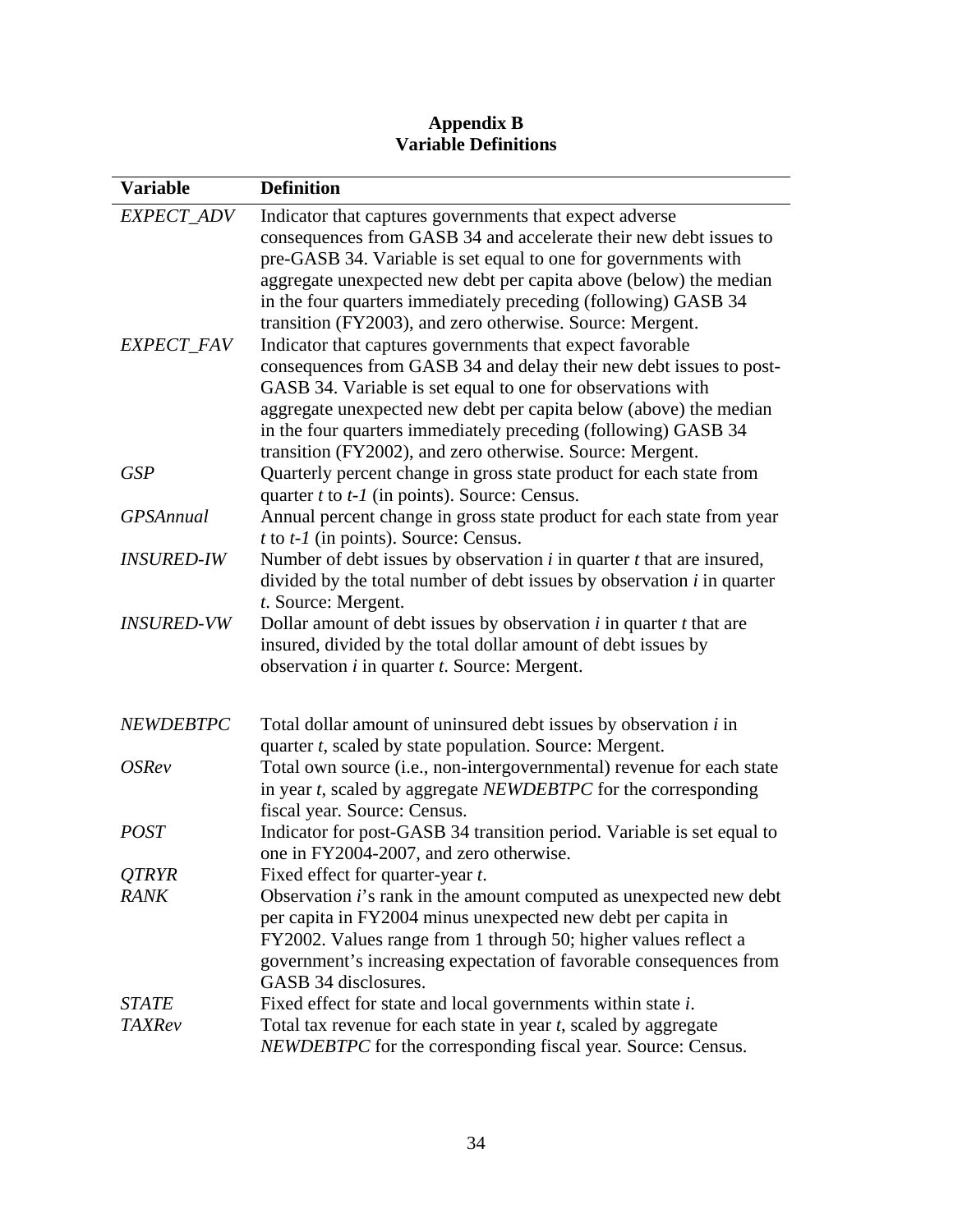## Appendix B
## Variable Definitions

| Variable | Definition |
|---|---|
| *EXPECT_ADV* | Indicator that captures governments that expect adverse consequences from GASB 34 and accelerate their new debt issues to pre-GASB 34. Variable is set equal to one for governments with aggregate unexpected new debt per capita above (below) the median in the four quarters immediately preceding (following) GASB 34 transition (FY2003), and zero otherwise. Source: Mergent. |
| *EXPECT_FAV* | Indicator that captures governments that expect favorable consequences from GASB 34 and delay their new debt issues to post-GASB 34. Variable is set equal to one for observations with aggregate unexpected new debt per capita below (above) the median in the four quarters immediately preceding (following) GASB 34 transition (FY2002), and zero otherwise. Source: Mergent. |
| *GSP* | Quarterly percent change in gross state product for each state from quarter *t* to *t-1* (in points). Source: Census. |
| *GPSAnnual* | Annual percent change in gross state product for each state from year *t* to *t-1* (in points). Source: Census. |
| *INSURED-IW* | Number of debt issues by observation *i* in quarter *t* that are insured, divided by the total number of debt issues by observation *i* in quarter *t*. Source: Mergent. |
| *INSURED-VW* | Dollar amount of debt issues by observation *i* in quarter *t* that are insured, divided by the total dollar amount of debt issues by observation *i* in quarter *t*. Source: Mergent. |
| *NEWDEBTPC* | Total dollar amount of uninsured debt issues by observation *i* in quarter *t*, scaled by state population. Source: Mergent. |
| *OSRev* | Total own source (i.e., non-intergovernmental) revenue for each state in year *t*, scaled by aggregate *NEWDEBTPC* for the corresponding fiscal year. Source: Census. |
| *POST* | Indicator for post-GASB 34 transition period. Variable is set equal to one in FY2004-2007, and zero otherwise. |
| *QTRYR* | Fixed effect for quarter-year *t*. |
| *RANK* | Observation *i*'s rank in the amount computed as unexpected new debt per capita in FY2004 minus unexpected new debt per capita in FY2002. Values range from 1 through 50; higher values reflect a government's increasing expectation of favorable consequences from GASB 34 disclosures. |
| *STATE* | Fixed effect for state and local governments within state *i*. |
| *TAXRev* | Total tax revenue for each state in year *t*, scaled by aggregate *NEWDEBTPC* for the corresponding fiscal year. Source: Census. |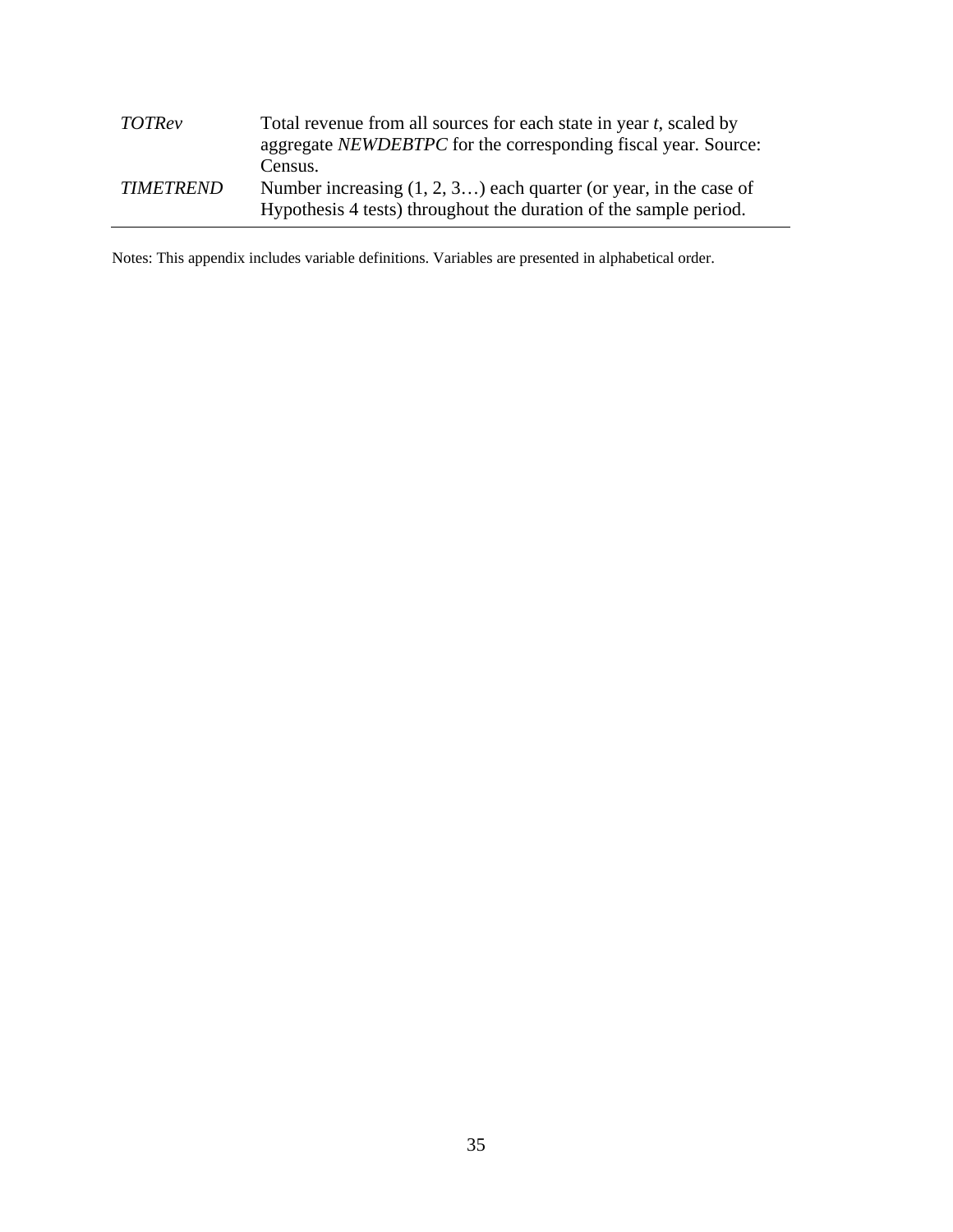| | |
|---|---|
| *TOTRev* | Total revenue from all sources for each state in year *t*, scaled by aggregate *NEWDEBTPC* for the corresponding fiscal year. Source: Census. |
| *TIMETREND* | Number increasing (1, 2, 3…) each quarter (or year, in the case of Hypothesis 4 tests) throughout the duration of the sample period. |

Notes: This appendix includes variable definitions. Variables are presented in alphabetical order.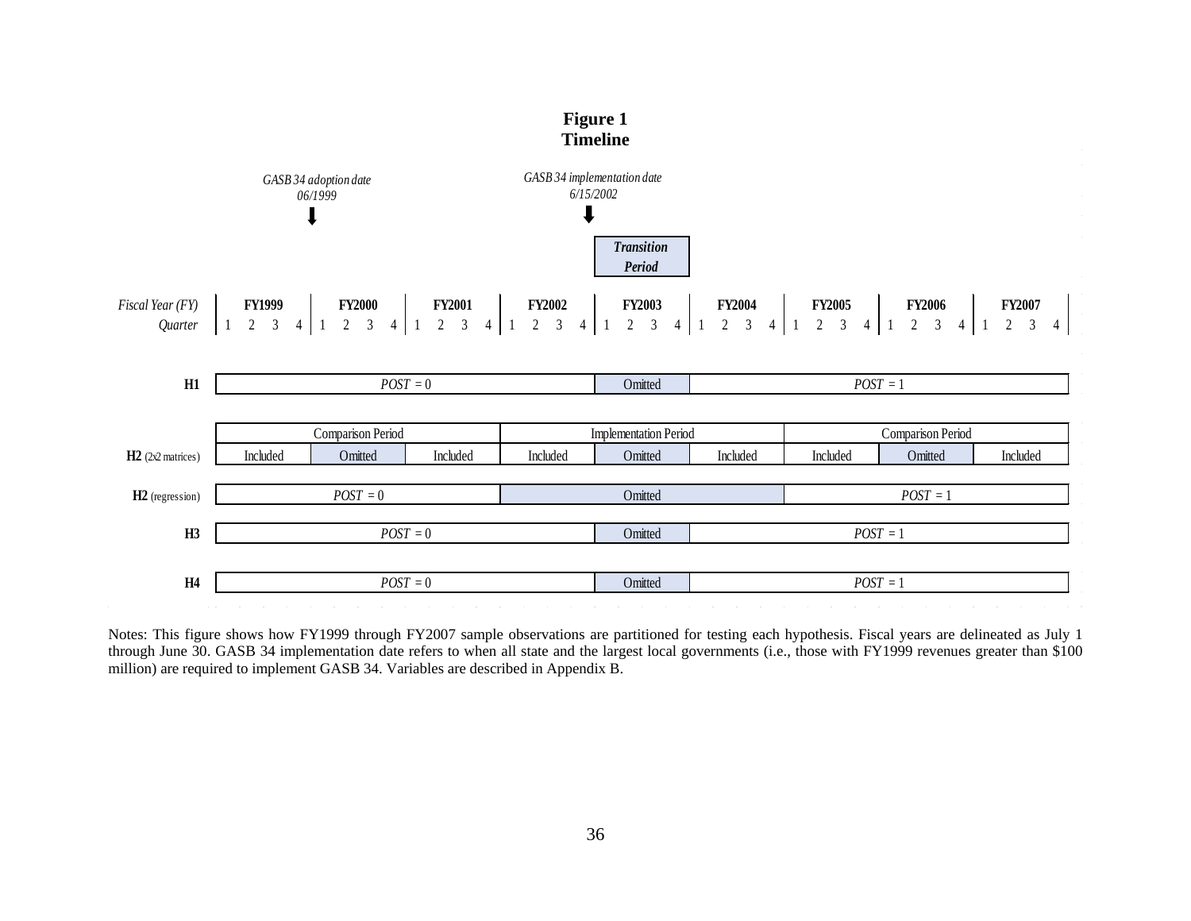**Figure 1**
**Timeline**

*GASB 34 adoption date* *06/1999*

*GASB 34 implementation date* *6/15/2002*

***Transition Period***

| *Fiscal Year (FY)* | **FY1999** | **FY2000** | **FY2001** | **FY2002** | **FY2003** | **FY2004** | **FY2005** | **FY2006** | **FY2007** |
|---|---|---|---|---|---|---|---|---|---|
| *Quarter* | 1 2 3 4 | 1 2 3 4 | 1 2 3 4 | 1 2 3 4 | 1 2 3 4 | 1 2 3 4 | 1 2 3 4 | 1 2 3 4 | 1 2 3 4 |
| **H1** | *POST* = 0 | | | | Omitted | *POST* = 1 | | | |
| | Comparison Period | | | Implementation Period | | | Comparison Period | | |
| **H2** (2x2 matrices) | Included | Omitted | Included | Included | Omitted | Included | Included | Omitted | Included |
| **H2** (regression) | *POST* = 0 | | | Omitted | | | *POST* = 1 | | |
| **H3** | *POST* = 0 | | | | Omitted | *POST* = 1 | | | |
| **H4** | *POST* = 0 | | | | Omitted | *POST* = 1 | | | |

Notes: This figure shows how FY1999 through FY2007 sample observations are partitioned for testing each hypothesis. Fiscal years are delineated as July 1 through June 30. GASB 34 implementation date refers to when all state and the largest local governments (i.e., those with FY1999 revenues greater than $100 million) are required to implement GASB 34. Variables are described in Appendix B.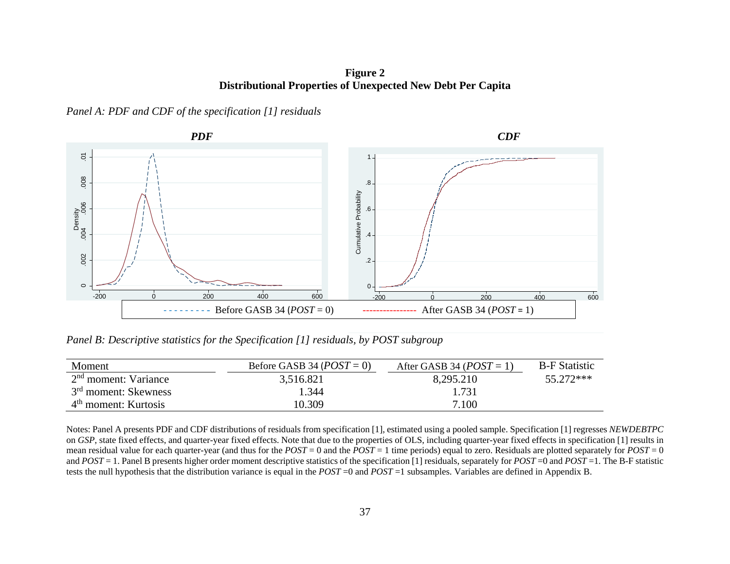**Figure 2**
**Distributional Properties of Unexpected New Debt Per Capita**

*Panel A: PDF and CDF of the specification [1] residuals*

***PDF*** ***CDF***

- - - - - - - - Before GASB 34 (*POST* = 0) ——————— After GASB 34 (*POST* = 1)

*Panel B: Descriptive statistics for the Specification [1] residuals, by POST subgroup*

| Moment | Before GASB 34 (*POST* = 0) | After GASB 34 (*POST* = 1) | B-F Statistic |
|---|---|---|---|
| 2nd moment: Variance | 3,516.821 | 8,295.210 | 55.272*** |
| 3rd moment: Skewness | 1.344 | 1.731 | |
| 4th moment: Kurtosis | 10.309 | 7.100 | |

Notes: Panel A presents PDF and CDF distributions of residuals from specification [1], estimated using a pooled sample. Specification [1] regresses *NEWDEBTPC* on *GSP*, state fixed effects, and quarter-year fixed effects. Note that due to the properties of OLS, including quarter-year fixed effects in specification [1] results in mean residual value for each quarter-year (and thus for the *POST* = 0 and the *POST* = 1 time periods) equal to zero. Residuals are plotted separately for *POST* = 0 and *POST* = 1. Panel B presents higher order moment descriptive statistics of the specification [1] residuals, separately for *POST* =0 and *POST* =1. The B-F statistic tests the null hypothesis that the distribution variance is equal in the *POST* =0 and *POST* =1 subsamples. Variables are defined in Appendix B.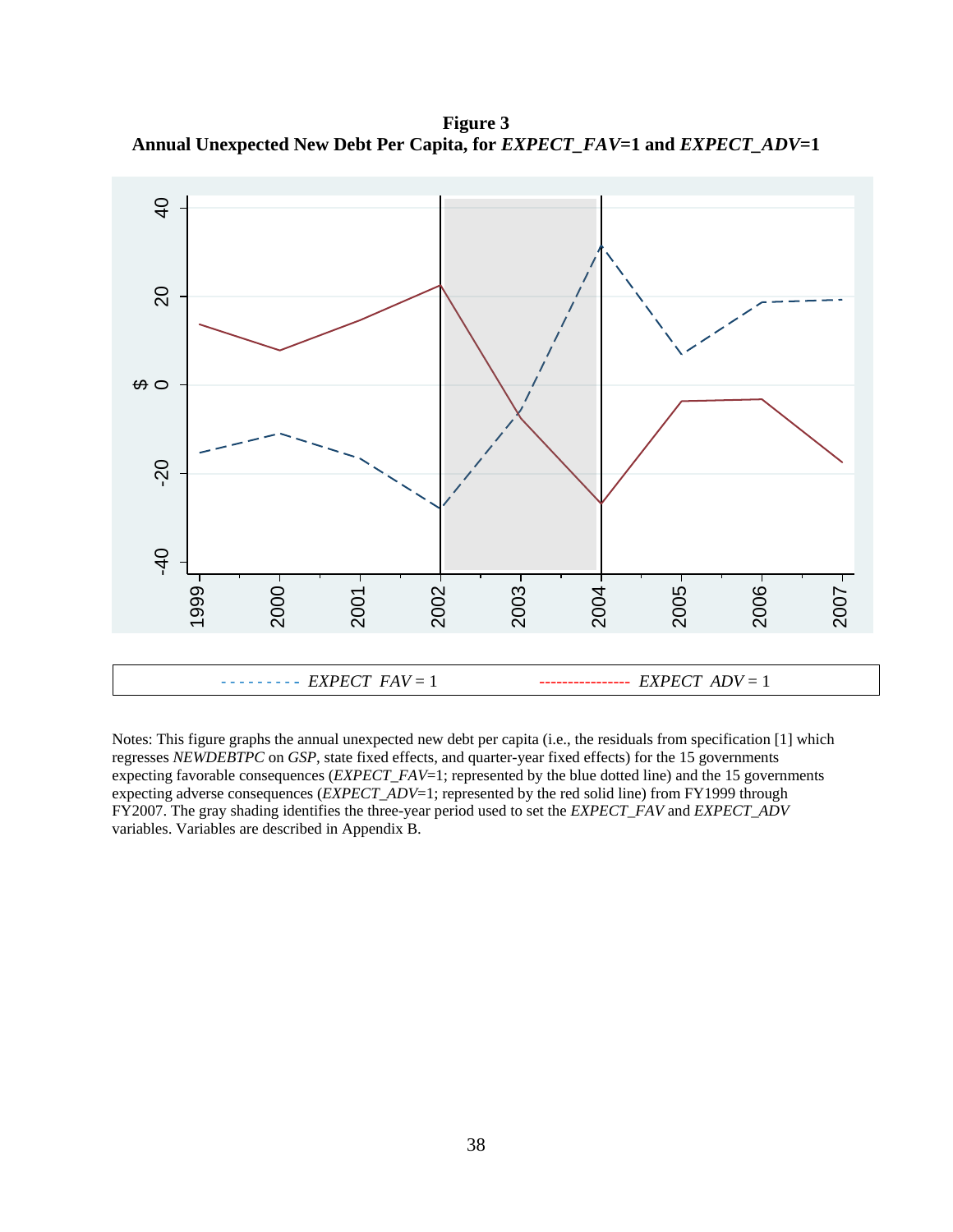**Figure 3**
**Annual Unexpected New Debt Per Capita, for *EXPECT_FAV*=1 and *EXPECT_ADV*=1**

- - - - - - - - - *EXPECT FAV* = 1 ---------------- *EXPECT ADV* = 1

Notes: This figure graphs the annual unexpected new debt per capita (i.e., the residuals from specification [1] which regresses *NEWDEBTPC* on *GSP*, state fixed effects, and quarter-year fixed effects) for the 15 governments expecting favorable consequences (*EXPECT_FAV*=1; represented by the blue dotted line) and the 15 governments expecting adverse consequences (*EXPECT_ADV*=1; represented by the red solid line) from FY1999 through FY2007. The gray shading identifies the three-year period used to set the *EXPECT_FAV* and *EXPECT_ADV* variables. Variables are described in Appendix B.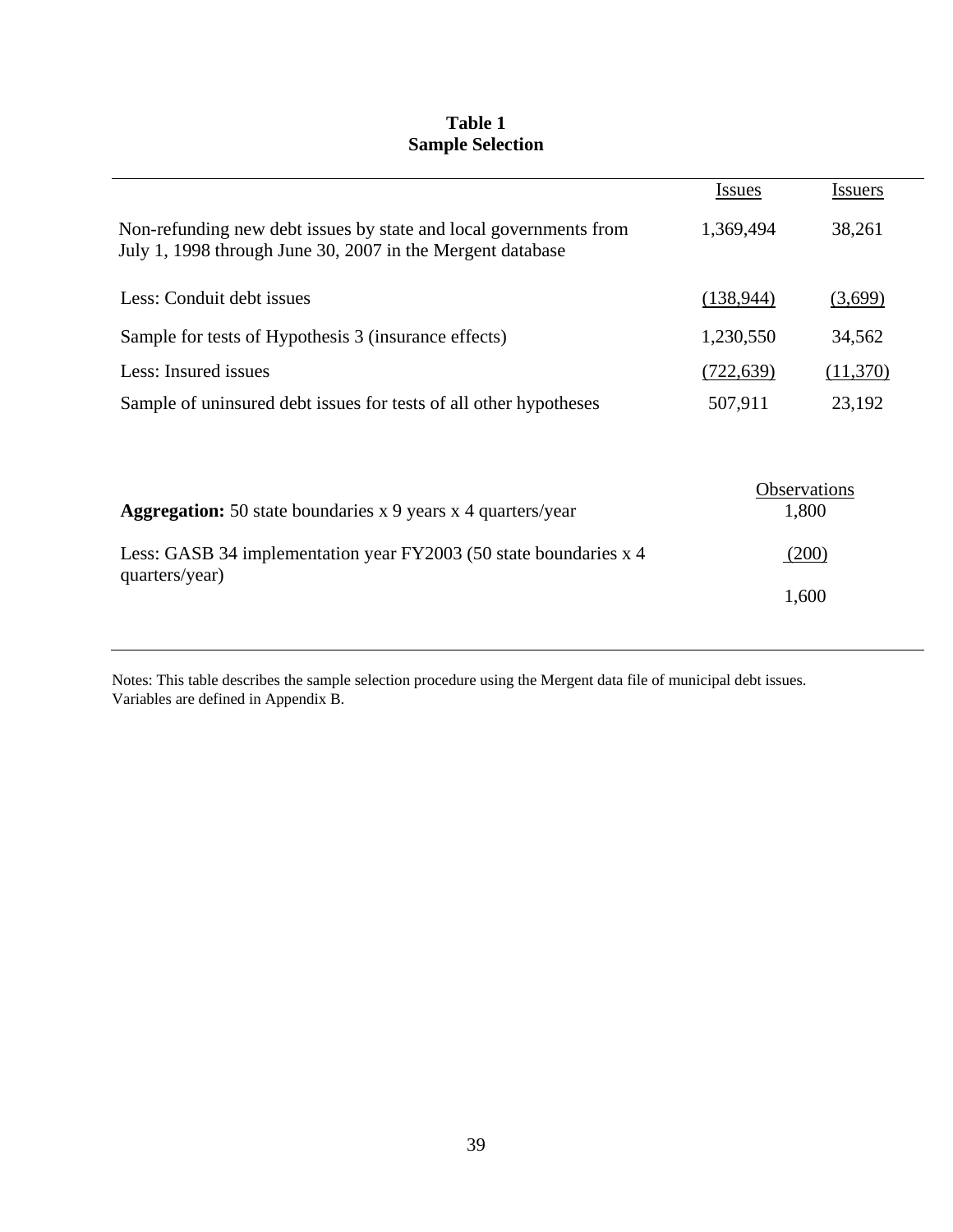**Table 1**
**Sample Selection**

| | Issues | Issuers |
|---|---|---|
| Non-refunding new debt issues by state and local governments from July 1, 1998 through June 30, 2007 in the Mergent database | 1,369,494 | 38,261 |
| Less: Conduit debt issues | (138,944) | (3,699) |
| Sample for tests of Hypothesis 3 (insurance effects) | 1,230,550 | 34,562 |
| Less: Insured issues | (722,639) | (11,370) |
| Sample of uninsured debt issues for tests of all other hypotheses | 507,911 | 23,192 |

| | Observations |
|---|---|
| **Aggregation:** 50 state boundaries x 9 years x 4 quarters/year | 1,800 |
| Less: GASB 34 implementation year FY2003 (50 state boundaries x 4 quarters/year) | (200) |
| | 1,600 |

Notes: This table describes the sample selection procedure using the Mergent data file of municipal debt issues. Variables are defined in Appendix B.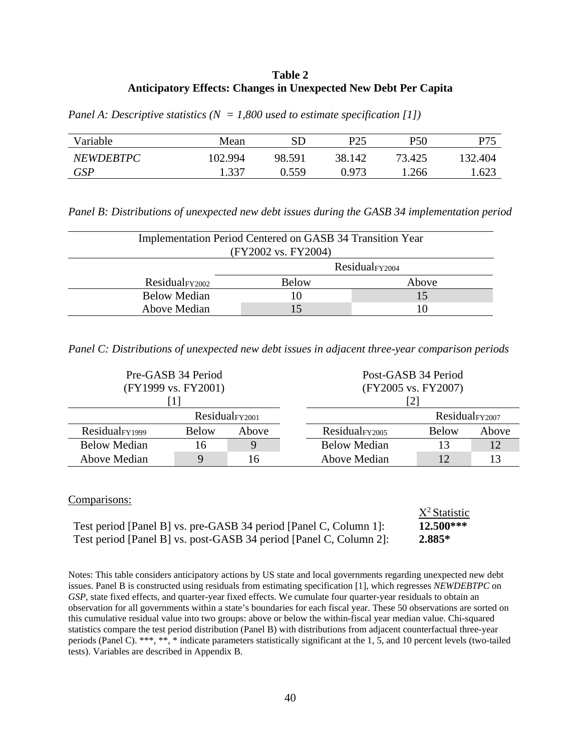**Table 2**
**Anticipatory Effects: Changes in Unexpected New Debt Per Capita**

*Panel A: Descriptive statistics (N = 1,800 used to estimate specification [1])*

| Variable | Mean | SD | P25 | P50 | P75 |
|---|---|---|---|---|---|
| *NEWDEBTPC* | 102.994 | 98.591 | 38.142 | 73.425 | 132.404 |
| *GSP* | 1.337 | 0.559 | 0.973 | 1.266 | 1.623 |

*Panel B: Distributions of unexpected new debt issues during the GASB 34 implementation period*

| Implementation Period Centered on GASB 34 Transition Year (FY2002 vs. FY2004) | | |
|---|---|---|
| | $\text{Residual}_{FY2004}$ | |
| $\text{Residual}_{FY2002}$ | Below | Above |
| Below Median | 10 | 15 |
| Above Median | 15 | 10 |

*Panel C: Distributions of unexpected new debt issues in adjacent three-year comparison periods*

| Pre-GASB 34 Period (FY1999 vs. FY2001) [1] | | | Post-GASB 34 Period (FY2005 vs. FY2007) [2] | | |
|---|---|---|---|---|---|
| | $\text{Residual}_{FY2001}$ | | | $\text{Residual}_{FY2007}$ | |
| $\text{Residual}_{FY1999}$ | Below | Above | $\text{Residual}_{FY2005}$ | Below | Above |
| Below Median | 16 | 9 | Below Median | 13 | 12 |
| Above Median | 9 | 16 | Above Median | 12 | 13 |

Comparisons:

| | $X^2$ Statistic |
|---|---|
| Test period [Panel B] vs. pre-GASB 34 period [Panel C, Column 1]: | **12.500*** ** |
| Test period [Panel B] vs. post-GASB 34 period [Panel C, Column 2]: | **2.885*** |

Notes: This table considers anticipatory actions by US state and local governments regarding unexpected new debt issues. Panel B is constructed using residuals from estimating specification [1], which regresses *NEWDEBTPC* on *GSP*, state fixed effects, and quarter-year fixed effects. We cumulate four quarter-year residuals to obtain an observation for all governments within a state's boundaries for each fiscal year. These 50 observations are sorted on this cumulative residual value into two groups: above or below the within-fiscal year median value. Chi-squared statistics compare the test period distribution (Panel B) with distributions from adjacent counterfactual three-year periods (Panel C). ***, **, * indicate parameters statistically significant at the 1, 5, and 10 percent levels (two-tailed tests). Variables are described in Appendix B.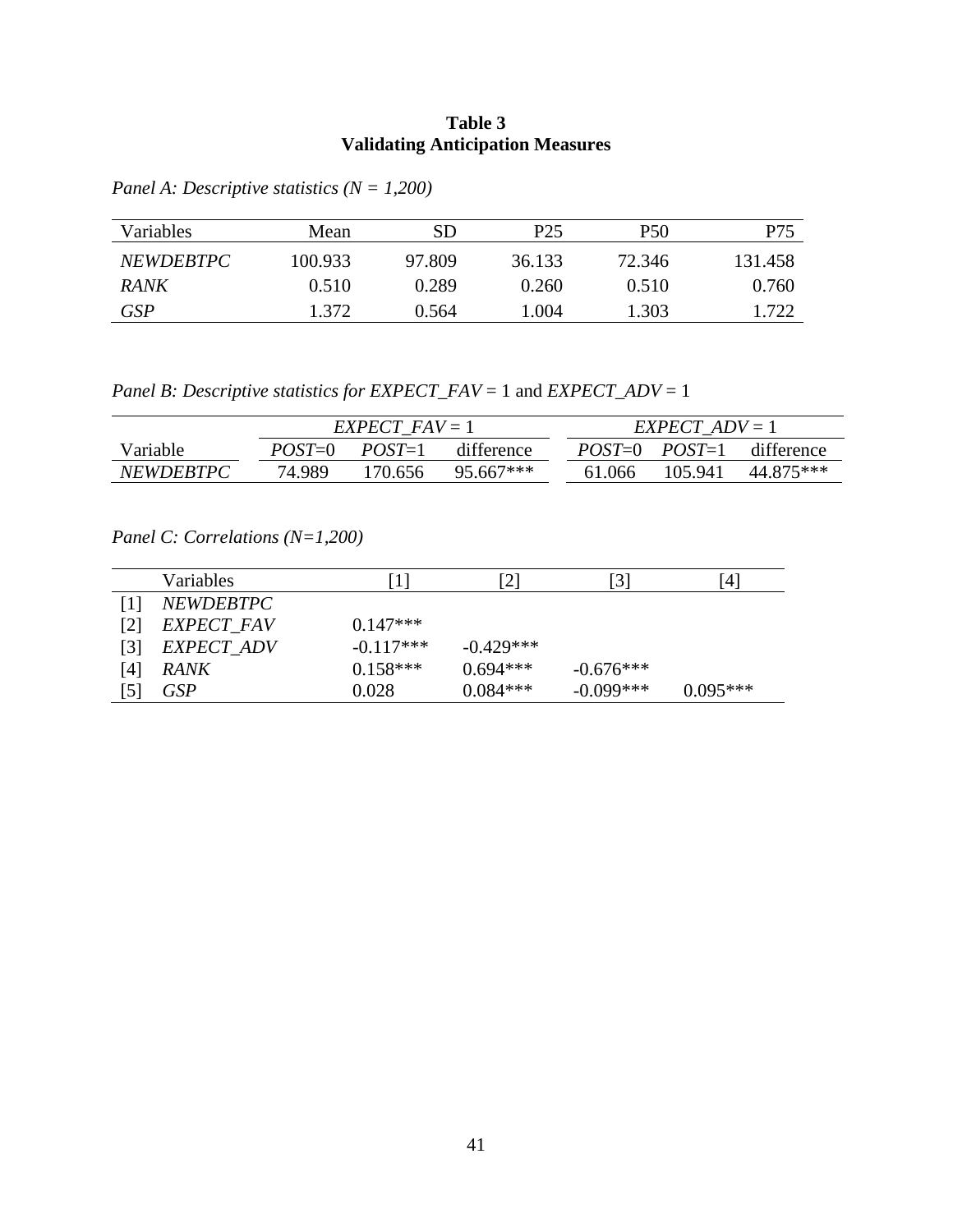**Table 3**
**Validating Anticipation Measures**

*Panel A: Descriptive statistics (N = 1,200)*

| Variables | Mean | SD | P25 | P50 | P75 |
|---|---|---|---|---|---|
| *NEWDEBTPC* | 100.933 | 97.809 | 36.133 | 72.346 | 131.458 |
| *RANK* | 0.510 | 0.289 | 0.260 | 0.510 | 0.760 |
| *GSP* | 1.372 | 0.564 | 1.004 | 1.303 | 1.722 |

*Panel B: Descriptive statistics for EXPECT_FAV* = 1 and *EXPECT_ADV* = 1

| | *EXPECT_FAV* = 1 | | | *EXPECT_ADV* = 1 | | |
|---|---|---|---|---|---|---|
| Variable | *POST*=0 | *POST*=1 | difference | *POST*=0 | *POST*=1 | difference |
| *NEWDEBTPC* | 74.989 | 170.656 | 95.667*** | 61.066 | 105.941 | 44.875*** |

*Panel C: Correlations (N=1,200)*

| | Variables | [1] | [2] | [3] | [4] |
|---|---|---|---|---|---|
| [1] | *NEWDEBTPC* | | | | |
| [2] | *EXPECT_FAV* | 0.147*** | | | |
| [3] | *EXPECT_ADV* | -0.117*** | -0.429*** | | |
| [4] | *RANK* | 0.158*** | 0.694*** | -0.676*** | |
| [5] | *GSP* | 0.028 | 0.084*** | -0.099*** | 0.095*** |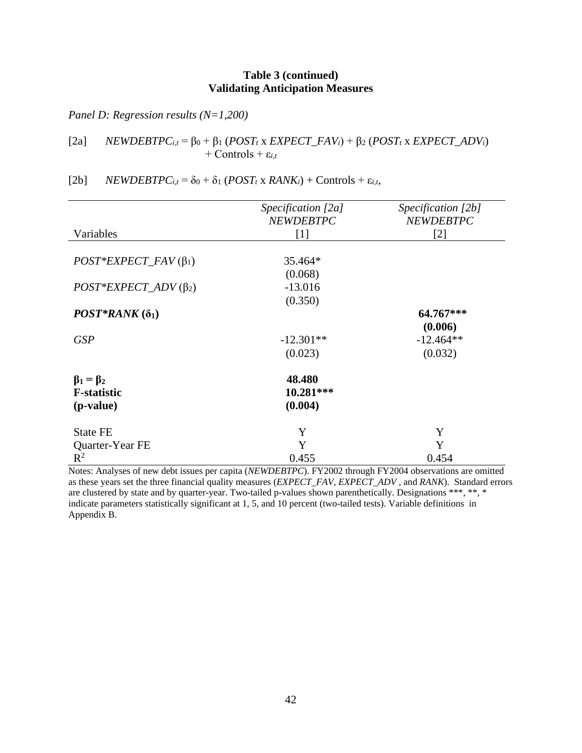**Table 3 (continued)**
**Validating Anticipation Measures**

*Panel D: Regression results (N=1,200)*

[2a] $NEWDEBTPC_{i,t} = \beta_0 + \beta_1 (POST_t \text{ x } EXPECT\_FAV_i) + \beta_2 (POST_t \text{ x } EXPECT\_ADV_i) + \text{Controls} + \varepsilon_{i,t}$

[2b] $NEWDEBTPC_{i,t} = \delta_0 + \delta_1 (POST_t \text{ x } RANK_i) + \text{Controls} + \varepsilon_{i,t}$,

| Variables | *Specification [2a]* *NEWDEBTPC* [1] | *Specification [2b]* *NEWDEBTPC* [2] |
|---|---|---|
| *POST*EXPECT_FAV* ($\beta_1$) | 35.464* | |
| | (0.068) | |
| *POST*EXPECT_ADV* ($\beta_2$) | -13.016 | |
| | (0.350) | |
| ***POST*RANK*** **($\delta_1$)** | | **64.767*****|
| | | **(0.006)** |
| *GSP* | -12.301** | -12.464** |
| | (0.023) | (0.032) |
| **$\beta_1 = \beta_2$** | **48.480** | |
| **F-statistic** | **10.281***** | |
| **(p-value)** | **(0.004)** | |
| State FE | Y | Y |
| Quarter-Year FE | Y | Y |
| $R^2$ | 0.455 | 0.454 |

Notes: Analyses of new debt issues per capita (*NEWDEBTPC*). FY2002 through FY2004 observations are omitted as these years set the three financial quality measures (*EXPECT_FAV*, *EXPECT_ADV* , and *RANK*). Standard errors are clustered by state and by quarter-year. Two-tailed p-values shown parenthetically. Designations ***, **, * indicate parameters statistically significant at 1, 5, and 10 percent (two-tailed tests). Variable definitions in Appendix B.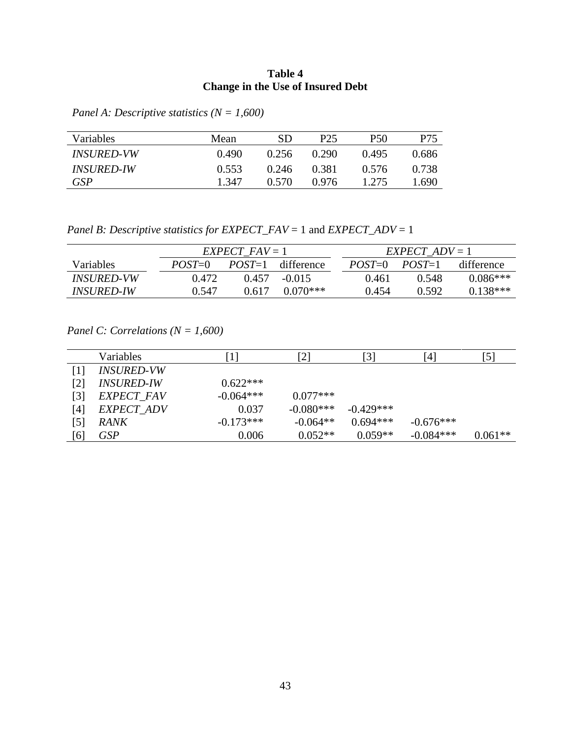**Table 4**
**Change in the Use of Insured Debt**

*Panel A: Descriptive statistics (N = 1,600)*

| Variables | Mean | SD | P25 | P50 | P75 |
|---|---|---|---|---|---|
| *INSURED-VW* | 0.490 | 0.256 | 0.290 | 0.495 | 0.686 |
| *INSURED-IW* | 0.553 | 0.246 | 0.381 | 0.576 | 0.738 |
| *GSP* | 1.347 | 0.570 | 0.976 | 1.275 | 1.690 |

*Panel B: Descriptive statistics for EXPECT_FAV = 1 and EXPECT_ADV = 1*

| | *EXPECT_FAV* = 1 | | | *EXPECT_ADV* = 1 | | |
|---|---|---|---|---|---|---|
| Variables | *POST*=0 | *POST*=1 | difference | *POST*=0 | *POST*=1 | difference |
| *INSURED-VW* | 0.472 | 0.457 | -0.015 | 0.461 | 0.548 | 0.086*** |
| *INSURED-IW* | 0.547 | 0.617 | 0.070*** | 0.454 | 0.592 | 0.138*** |

*Panel C: Correlations (N = 1,600)*

| | Variables | [1] | [2] | [3] | [4] | [5] |
|---|---|---|---|---|---|---|
| [1] | *INSURED-VW* | | | | | |
| [2] | *INSURED-IW* | 0.622*** | | | | |
| [3] | *EXPECT_FAV* | -0.064*** | 0.077*** | | | |
| [4] | *EXPECT_ADV* | 0.037 | -0.080*** | -0.429*** | | |
| [5] | *RANK* | -0.173*** | -0.064** | 0.694*** | -0.676*** | |
| [6] | *GSP* | 0.006 | 0.052** | 0.059** | -0.084*** | 0.061** |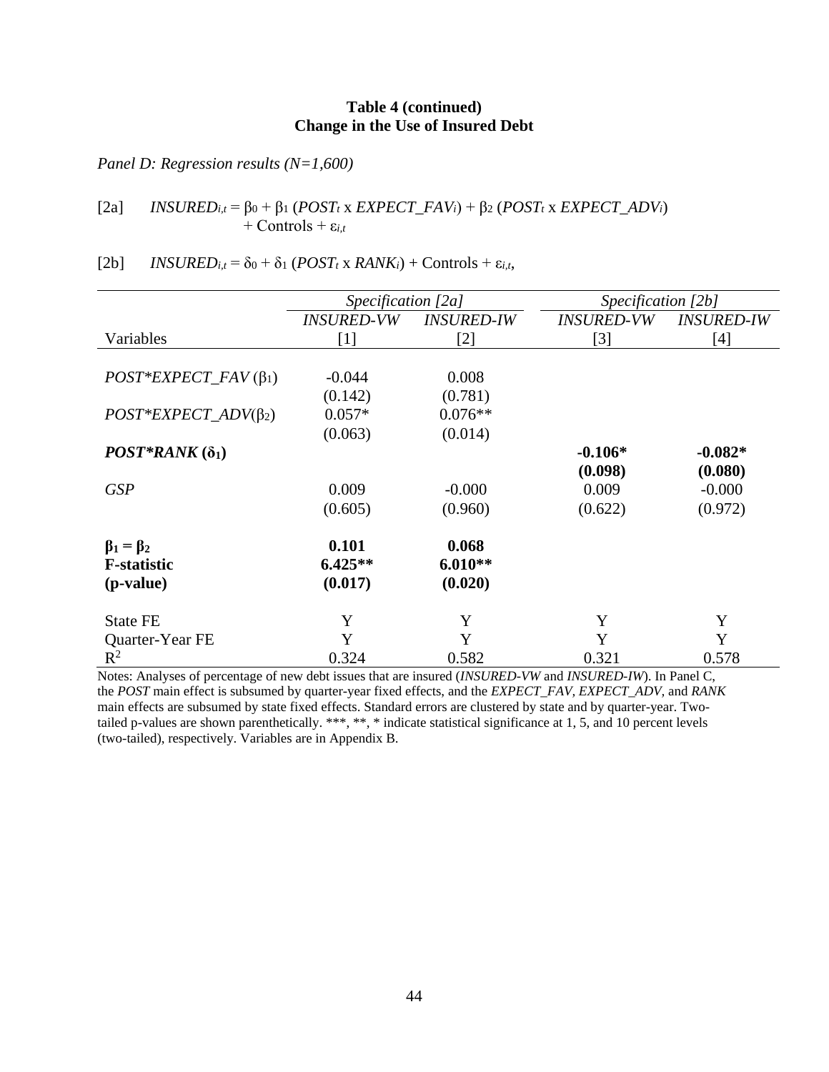**Table 4 (continued)**
**Change in the Use of Insured Debt**

*Panel D: Regression results (N=1,600)*

[2a] $INSURED_{i,t} = \beta_0 + \beta_1 (POST_t \times EXPECT\_FAV_i) + \beta_2 (POST_t \times EXPECT\_ADV_i) + \text{Controls} + \varepsilon_{i,t}$

[2b] $INSURED_{i,t} = \delta_0 + \delta_1 (POST_t \times RANK_i) + \text{Controls} + \varepsilon_{i,t}$,

| | *Specification [2a]* | | *Specification [2b]* | |
|---|---|---|---|---|
| | *INSURED-VW* | *INSURED-IW* | *INSURED-VW* | *INSURED-IW* |
| Variables | [1] | [2] | [3] | [4] |
| *POST*EXPECT_FAV* ($\beta_1$) | -0.044 | 0.008 | | |
| | (0.142) | (0.781) | | |
| *POST*EXPECT_ADV*($\beta_2$) | 0.057* | 0.076** | | |
| | (0.063) | (0.014) | | |
| ***POST*RANK* ($\delta_1$)** | | | **-0.106*** | **-0.082*** |
| | | | **(0.098)** | **(0.080)** |
| *GSP* | 0.009 | -0.000 | 0.009 | -0.000 |
| | (0.605) | (0.960) | (0.622) | (0.972) |
| $\beta_1 = \beta_2$ | **0.101** | **0.068** | | |
| **F-statistic** | **6.425**** | **6.010**** | | |
| **(p-value)** | **(0.017)** | **(0.020)** | | |
| State FE | Y | Y | Y | Y |
| Quarter-Year FE | Y | Y | Y | Y |
| $R^2$ | 0.324 | 0.582 | 0.321 | 0.578 |

Notes: Analyses of percentage of new debt issues that are insured (*INSURED-VW* and *INSURED-IW*). In Panel C, the *POST* main effect is subsumed by quarter-year fixed effects, and the *EXPECT_FAV*, *EXPECT_ADV*, and *RANK* main effects are subsumed by state fixed effects. Standard errors are clustered by state and by quarter-year. Two-tailed p-values are shown parenthetically. ***, **, * indicate statistical significance at 1, 5, and 10 percent levels (two-tailed), respectively. Variables are in Appendix B.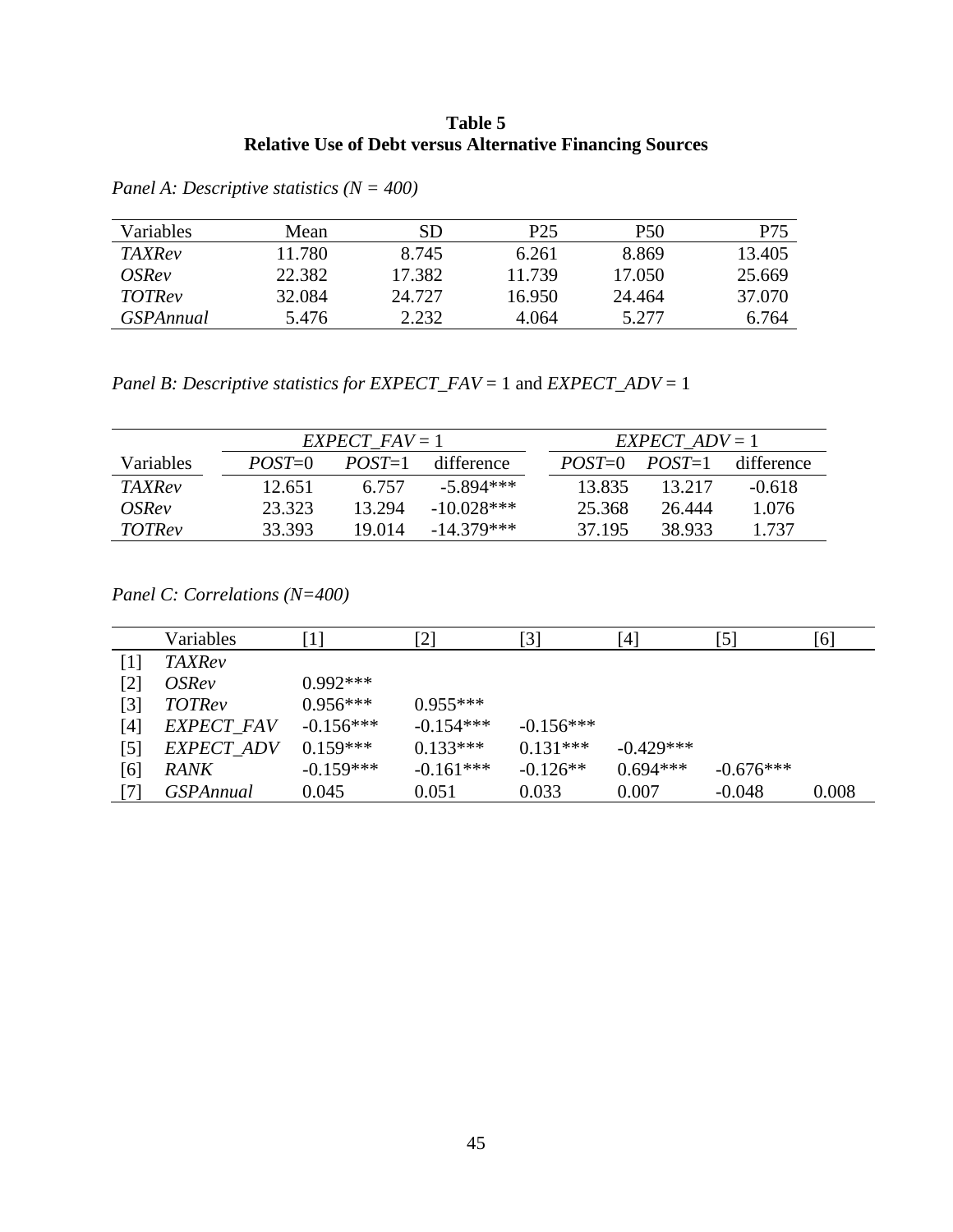**Table 5**
**Relative Use of Debt versus Alternative Financing Sources**

*Panel A: Descriptive statistics (N = 400)*

| Variables | Mean | SD | P25 | P50 | P75 |
|---|---|---|---|---|---|
| *TAXRev* | 11.780 | 8.745 | 6.261 | 8.869 | 13.405 |
| *OSRev* | 22.382 | 17.382 | 11.739 | 17.050 | 25.669 |
| *TOTRev* | 32.084 | 24.727 | 16.950 | 24.464 | 37.070 |
| *GSPAnnual* | 5.476 | 2.232 | 4.064 | 5.277 | 6.764 |

*Panel B: Descriptive statistics for EXPECT_FAV* = 1 and *EXPECT_ADV* = 1

| | *EXPECT_FAV* = 1 | | | *EXPECT_ADV* = 1 | | |
|---|---|---|---|---|---|---|
| Variables | *POST*=0 | *POST*=1 | difference | *POST*=0 | *POST*=1 | difference |
| *TAXRev* | 12.651 | 6.757 | -5.894*** | 13.835 | 13.217 | -0.618 |
| *OSRev* | 23.323 | 13.294 | -10.028*** | 25.368 | 26.444 | 1.076 |
| *TOTRev* | 33.393 | 19.014 | -14.379*** | 37.195 | 38.933 | 1.737 |

*Panel C: Correlations (N=400)*

| | Variables | [1] | [2] | [3] | [4] | [5] | [6] |
|---|---|---|---|---|---|---|---|
| [1] | *TAXRev* | | | | | | |
| [2] | *OSRev* | 0.992*** | | | | | |
| [3] | *TOTRev* | 0.956*** | 0.955*** | | | | |
| [4] | *EXPECT_FAV* | -0.156*** | -0.154*** | -0.156*** | | | |
| [5] | *EXPECT_ADV* | 0.159*** | 0.133*** | 0.131*** | -0.429*** | | |
| [6] | *RANK* | -0.159*** | -0.161*** | -0.126** | 0.694*** | -0.676*** | |
| [7] | *GSPAnnual* | 0.045 | 0.051 | 0.033 | 0.007 | -0.048 | 0.008 |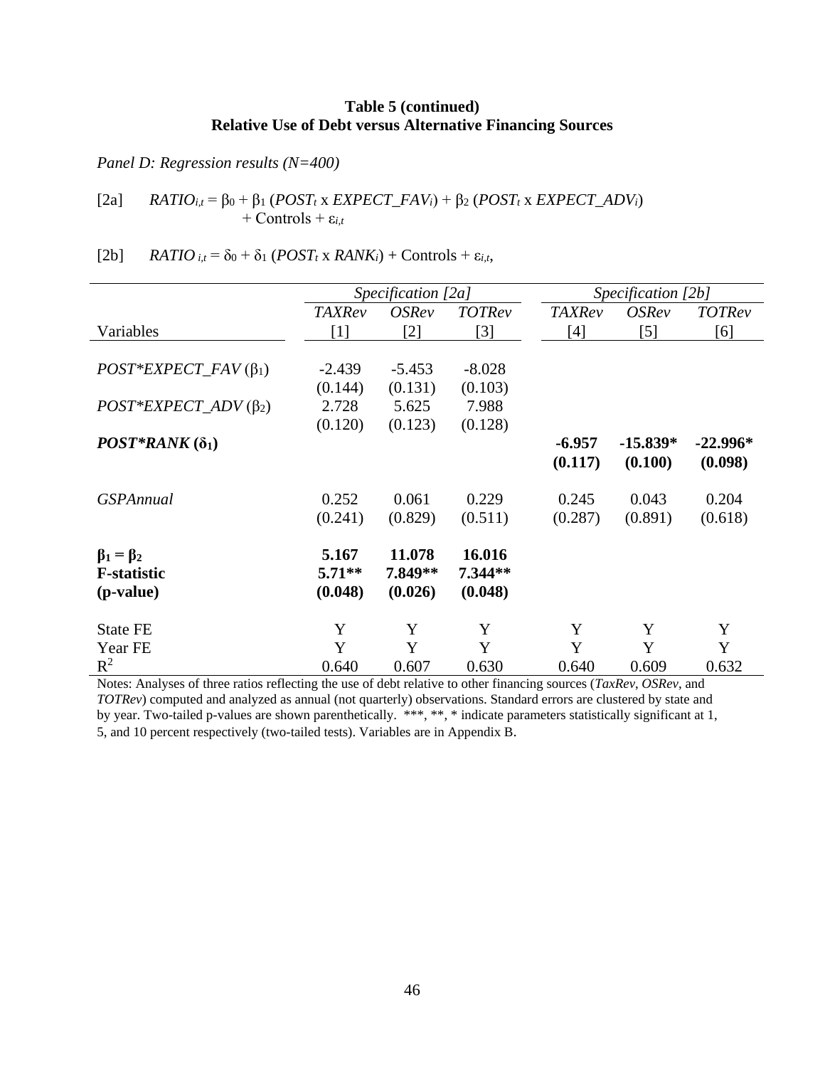**Table 5 (continued)**
**Relative Use of Debt versus Alternative Financing Sources**

*Panel D: Regression results (N=400)*

[2a] $RATIO_{i,t} = \beta_0 + \beta_1 (POST_t \text{ x } EXPECT\_FAV_i) + \beta_2 (POST_t \text{ x } EXPECT\_ADV_i) + \text{Controls} + \varepsilon_{i,t}$

[2b] $RATIO_{i,t} = \delta_0 + \delta_1 (POST_t \text{ x } RANK_i) + \text{Controls} + \varepsilon_{i,t}$,

| | *Specification [2a]* | | | *Specification [2b]* | | |
|---|---|---|---|---|---|---|
| | *TAXRev* | *OSRev* | *TOTRev* | *TAXRev* | *OSRev* | *TOTRev* |
| Variables | [1] | [2] | [3] | [4] | [5] | [6] |
| *POST\*EXPECT_FAV* ($\beta_1$) | -2.439 | -5.453 | -8.028 | | | |
| | (0.144) | (0.131) | (0.103) | | | |
| *POST\*EXPECT_ADV* ($\beta_2$) | 2.728 | 5.625 | 7.988 | | | |
| | (0.120) | (0.123) | (0.128) | | | |
| ***POST\*RANK* ($\delta_1$)** | | | | **-6.957** | **-15.839\*** | **-22.996\*** |
| | | | | **(0.117)** | **(0.100)** | **(0.098)** |
| *GSPAnnual* | 0.252 | 0.061 | 0.229 | 0.245 | 0.043 | 0.204 |
| | (0.241) | (0.829) | (0.511) | (0.287) | (0.891) | (0.618) |
| **$\beta_1 = \beta_2$** | **5.167** | **11.078** | **16.016** | | | |
| **F-statistic** | **5.71\*\*** | **7.849\*\*** | **7.344\*\*** | | | |
| **(p-value)** | **(0.048)** | **(0.026)** | **(0.048)** | | | |
| State FE | Y | Y | Y | Y | Y | Y |
| Year FE | Y | Y | Y | Y | Y | Y |
| $R^2$ | 0.640 | 0.607 | 0.630 | 0.640 | 0.609 | 0.632 |

Notes: Analyses of three ratios reflecting the use of debt relative to other financing sources (*TaxRev*, *OSRev*, and *TOTRev*) computed and analyzed as annual (not quarterly) observations. Standard errors are clustered by state and by year. Two-tailed p-values are shown parenthetically. \*\*\*, \*\*, \* indicate parameters statistically significant at 1, 5, and 10 percent respectively (two-tailed tests). Variables are in Appendix B.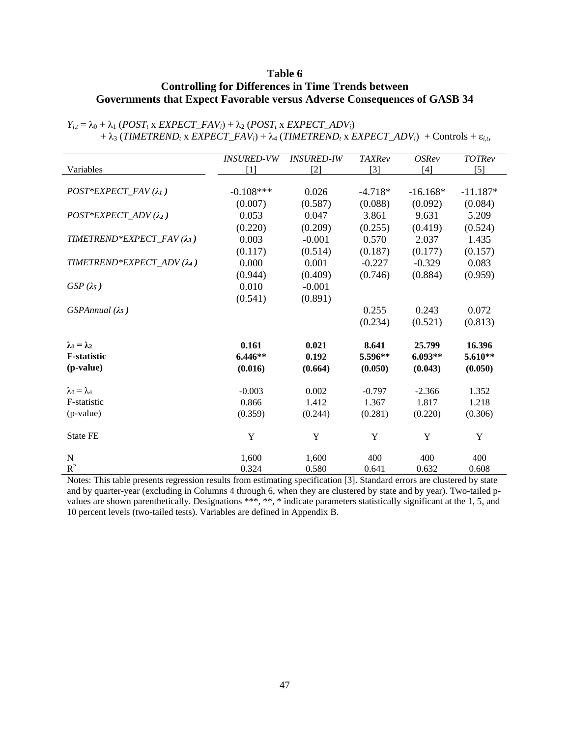# Table 6
## Controlling for Differences in Time Trends between Governments that Expect Favorable versus Adverse Consequences of GASB 34

$$Y_{i,t} = \lambda_0 + \lambda_1 (POST_t \text{ x } EXPECT\_FAV_i) + \lambda_2 (POST_t \text{ x } EXPECT\_ADV_i) + \lambda_3 (TIMETREND_t \text{ x } EXPECT\_FAV_i) + \lambda_4 (TIMETREND_t \text{ x } EXPECT\_ADV_i) + \text{Controls} + \varepsilon_{i,t},$$

| Variables | *INSURED-VW* [1] | *INSURED-IW* [2] | *TAXRev* [3] | *OSRev* [4] | *TOTRev* [5] |
|---|---|---|---|---|---|
| *POST*EXPECT_FAV* ($\lambda_1$) | -0.108*** | 0.026 | -4.718* | -16.168* | -11.187* |
| | (0.007) | (0.587) | (0.088) | (0.092) | (0.084) |
| *POST*EXPECT_ADV* ($\lambda_2$) | 0.053 | 0.047 | 3.861 | 9.631 | 5.209 |
| | (0.220) | (0.209) | (0.255) | (0.419) | (0.524) |
| *TIMETREND*EXPECT_FAV* ($\lambda_3$) | 0.003 | -0.001 | 0.570 | 2.037 | 1.435 |
| | (0.117) | (0.514) | (0.187) | (0.177) | (0.157) |
| *TIMETREND*EXPECT_ADV* ($\lambda_4$) | 0.000 | 0.001 | -0.227 | -0.329 | 0.083 |
| | (0.944) | (0.409) | (0.746) | (0.884) | (0.959) |
| *GSP* ($\lambda_5$) | 0.010 | -0.001 | | | |
| | (0.541) | (0.891) | | | |
| *GSPAnnual* ($\lambda_5$) | | | 0.255 | 0.243 | 0.072 |
| | | | (0.234) | (0.521) | (0.813) |
| **$\lambda_1 = \lambda_2$** | **0.161** | **0.021** | **8.641** | **25.799** | **16.396** |
| **F-statistic** | **6.446**** | **0.192** | **5.596**** | **6.093**** | **5.610**** |
| **(p-value)** | **(0.016)** | **(0.664)** | **(0.050)** | **(0.043)** | **(0.050)** |
| $\lambda_3 = \lambda_4$ | -0.003 | 0.002 | -0.797 | -2.366 | 1.352 |
| F-statistic | 0.866 | 1.412 | 1.367 | 1.817 | 1.218 |
| (p-value) | (0.359) | (0.244) | (0.281) | (0.220) | (0.306) |
| State FE | Y | Y | Y | Y | Y |
| N | 1,600 | 1,600 | 400 | 400 | 400 |
| $R^2$ | 0.324 | 0.580 | 0.641 | 0.632 | 0.608 |

Notes: This table presents regression results from estimating specification [3]. Standard errors are clustered by state and by quarter-year (excluding in Columns 4 through 6, when they are clustered by state and by year). Two-tailed p-values are shown parenthetically. Designations ***, **, * indicate parameters statistically significant at the 1, 5, and 10 percent levels (two-tailed tests). Variables are defined in Appendix B.